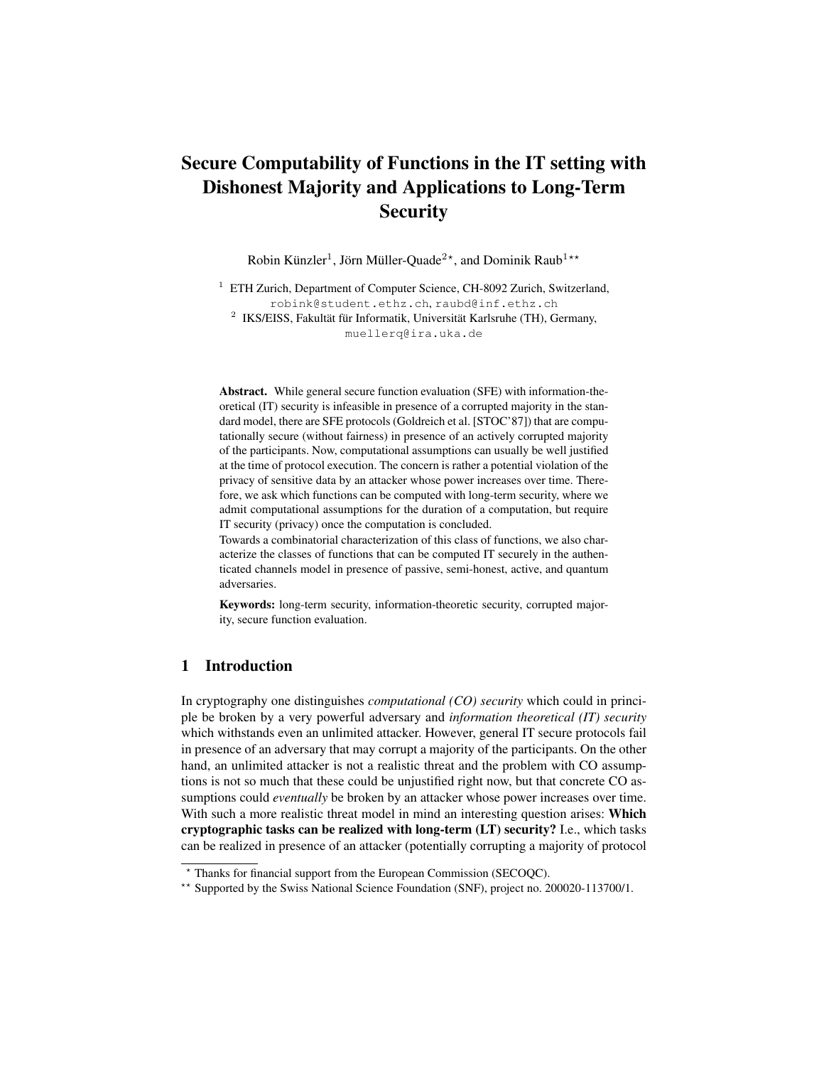# Secure Computability of Functions in the IT setting with Dishonest Majority and Applications to Long-Term Security

Robin Künzler[1], Jörn Müller-Quade[2*], and Dominik Raub[1**]

[1] ETH Zurich, Department of Computer Science, CH-8092 Zurich, Switzerland,
robink@student.ethz.ch, raubd@inf.ethz.ch

[2] IKS/EISS, Fakultät für Informatik, Universität Karlsruhe (TH), Germany,
muellerq@ira.uka.de

**Abstract.** While general secure function evaluation (SFE) with information-theoretical (IT) security is infeasible in presence of a corrupted majority in the standard model, there are SFE protocols (Goldreich et al. [STOC'87]) that are computationally secure (without fairness) in presence of an actively corrupted majority of the participants. Now, computational assumptions can usually be well justified at the time of protocol execution. The concern is rather a potential violation of the privacy of sensitive data by an attacker whose power increases over time. Therefore, we ask which functions can be computed with long-term security, where we admit computational assumptions for the duration of a computation, but require IT security (privacy) once the computation is concluded.

Towards a combinatorial characterization of this class of functions, we also characterize the classes of functions that can be computed IT securely in the authenticated channels model in presence of passive, semi-honest, active, and quantum adversaries.

**Keywords:** long-term security, information-theoretic security, corrupted majority, secure function evaluation.

## 1 Introduction

In cryptography one distinguishes *computational (CO) security* which could in principle be broken by a very powerful adversary and *information theoretical (IT) security* which withstands even an unlimited attacker. However, general IT secure protocols fail in presence of an adversary that may corrupt a majority of the participants. On the other hand, an unlimited attacker is not a realistic threat and the problem with CO assumptions is not so much that these could be unjustified right now, but that concrete CO assumptions could *eventually* be broken by an attacker whose power increases over time. With such a more realistic threat model in mind an interesting question arises: **Which cryptographic tasks can be realized with long-term (LT) security?** I.e., which tasks can be realized in presence of an attacker (potentially corrupting a majority of protocol

---

* Thanks for financial support from the European Commission (SECOQC).

** Supported by the Swiss National Science Foundation (SNF), project no. 200020-113700/1.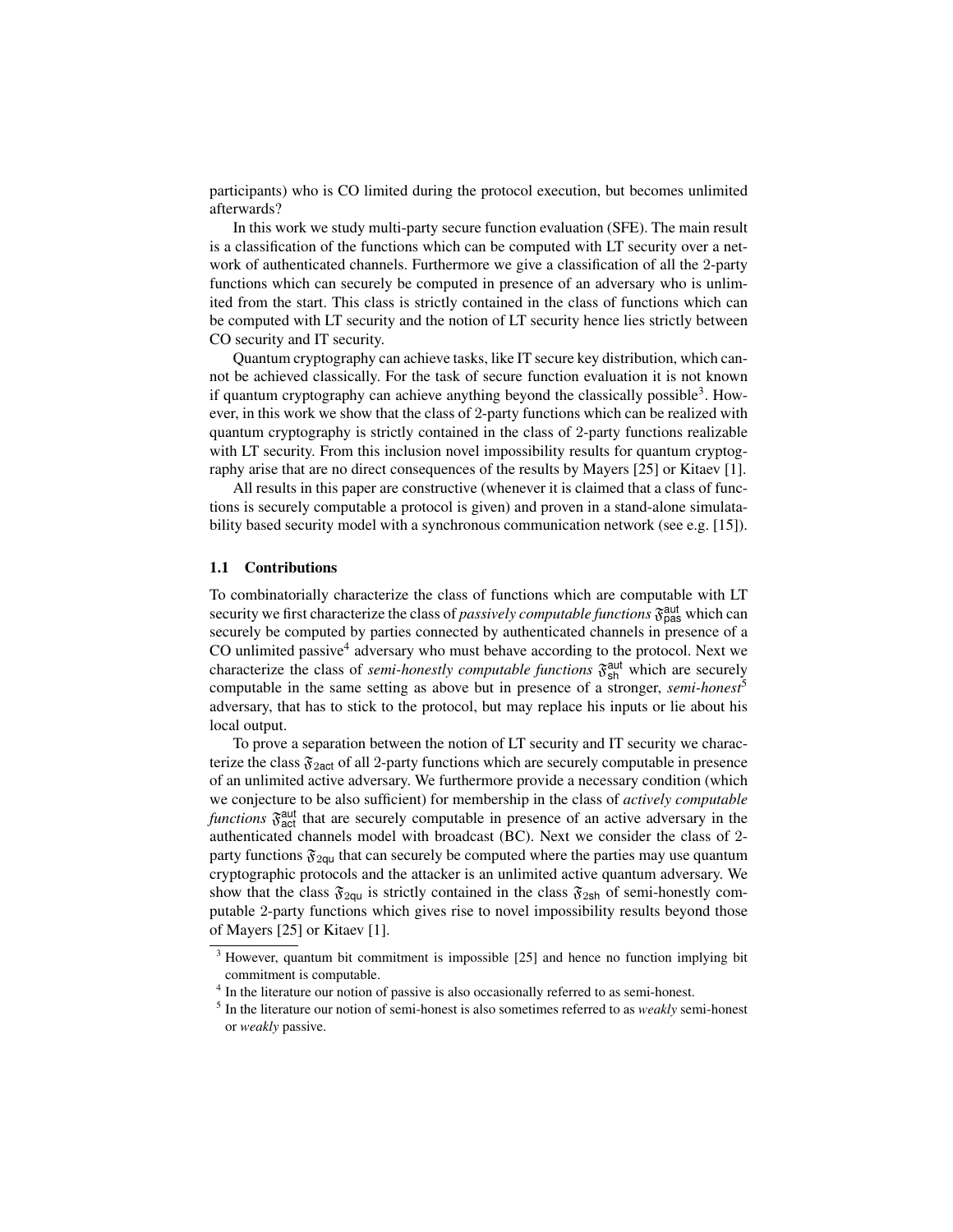participants) who is CO limited during the protocol execution, but becomes unlimited afterwards?

In this work we study multi-party secure function evaluation (SFE). The main result is a classification of the functions which can be computed with LT security over a network of authenticated channels. Furthermore we give a classification of all the 2-party functions which can securely be computed in presence of an adversary who is unlimited from the start. This class is strictly contained in the class of functions which can be computed with LT security and the notion of LT security hence lies strictly between CO security and IT security.

Quantum cryptography can achieve tasks, like IT secure key distribution, which cannot be achieved classically. For the task of secure function evaluation it is not known if quantum cryptography can achieve anything beyond the classically possible[3]. However, in this work we show that the class of 2-party functions which can be realized with quantum cryptography is strictly contained in the class of 2-party functions realizable with LT security. From this inclusion novel impossibility results for quantum cryptography arise that are no direct consequences of the results by Mayers [25] or Kitaev [1].

All results in this paper are constructive (whenever it is claimed that a class of functions is securely computable a protocol is given) and proven in a stand-alone simulatability based security model with a synchronous communication network (see e.g. [15]).

### 1.1 Contributions

To combinatorially characterize the class of functions which are computable with LT security we first characterize the class of *passively computable functions* $\mathfrak{F}^{\mathsf{aut}}_{\mathsf{pas}}$ which can securely be computed by parties connected by authenticated channels in presence of a CO unlimited passive[4] adversary who must behave according to the protocol. Next we characterize the class of *semi-honestly computable functions* $\mathfrak{F}^{\mathsf{aut}}_{\mathsf{sh}}$ which are securely computable in the same setting as above but in presence of a stronger, *semi-honest*[5] adversary, that has to stick to the protocol, but may replace his inputs or lie about his local output.

To prove a separation between the notion of LT security and IT security we characterize the class $\mathfrak{F}_{\mathsf{2act}}$ of all 2-party functions which are securely computable in presence of an unlimited active adversary. We furthermore provide a necessary condition (which we conjecture to be also sufficient) for membership in the class of *actively computable functions* $\mathfrak{F}^{\mathsf{aut}}_{\mathsf{act}}$ that are securely computable in presence of an active adversary in the authenticated channels model with broadcast (BC). Next we consider the class of 2-party functions $\mathfrak{F}_{\mathsf{2qu}}$ that can securely be computed where the parties may use quantum cryptographic protocols and the attacker is an unlimited active quantum adversary. We show that the class $\mathfrak{F}_{\mathsf{2qu}}$ is strictly contained in the class $\mathfrak{F}_{\mathsf{2sh}}$ of semi-honestly computable 2-party functions which gives rise to novel impossibility results beyond those of Mayers [25] or Kitaev [1].

---

[3] However, quantum bit commitment is impossible [25] and hence no function implying bit commitment is computable.

[4] In the literature our notion of passive is also occasionally referred to as semi-honest.

[5] In the literature our notion of semi-honest is also sometimes referred to as *weakly* semi-honest or *weakly* passive.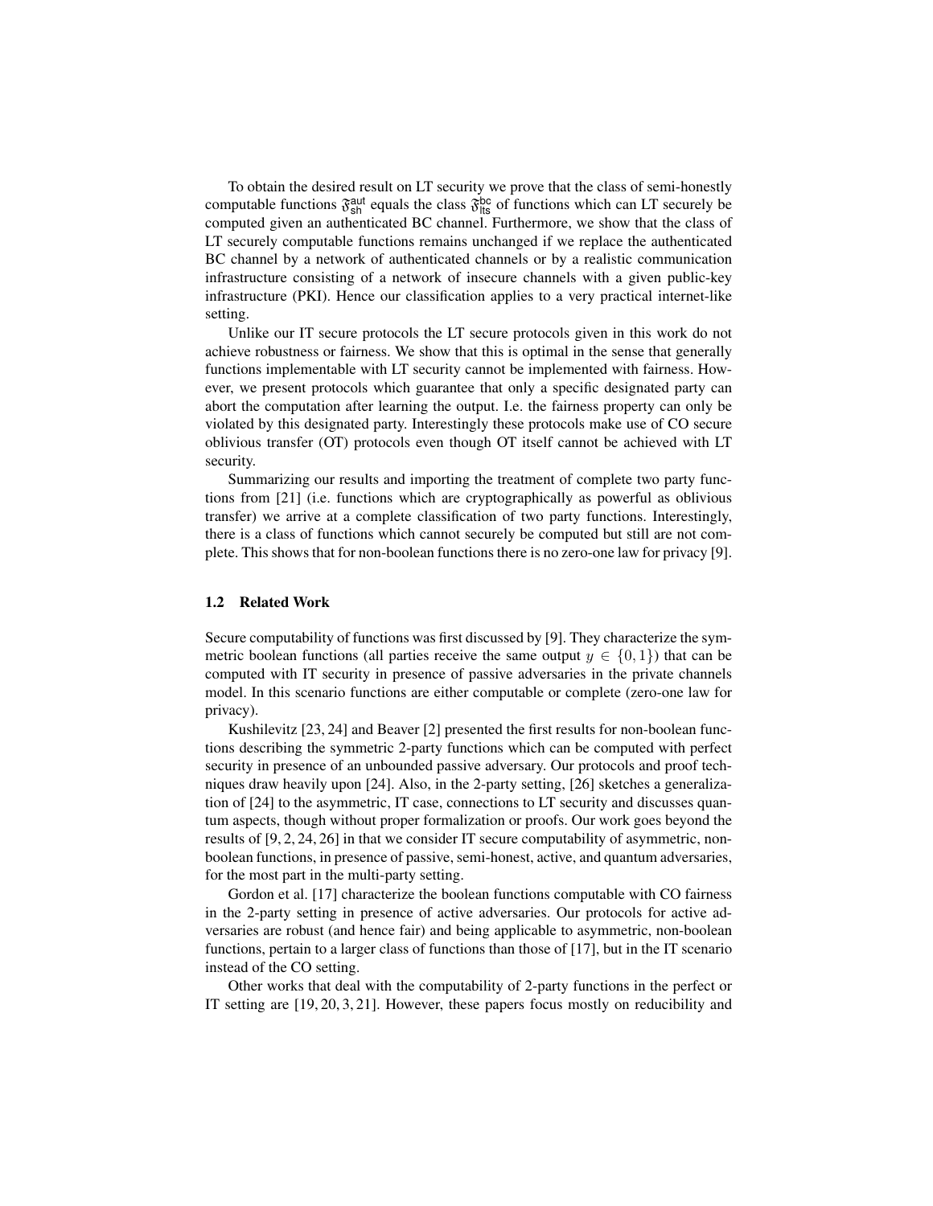To obtain the desired result on LT security we prove that the class of semi-honestly computable functions $\mathfrak{F}_{\mathsf{sh}}^{\mathsf{aut}}$ equals the class $\mathfrak{F}_{\mathsf{lts}}^{\mathsf{bc}}$ of functions which can LT securely be computed given an authenticated BC channel. Furthermore, we show that the class of LT securely computable functions remains unchanged if we replace the authenticated BC channel by a network of authenticated channels or by a realistic communication infrastructure consisting of a network of insecure channels with a given public-key infrastructure (PKI). Hence our classification applies to a very practical internet-like setting.

Unlike our IT secure protocols the LT secure protocols given in this work do not achieve robustness or fairness. We show that this is optimal in the sense that generally functions implementable with LT security cannot be implemented with fairness. However, we present protocols which guarantee that only a specific designated party can abort the computation after learning the output. I.e. the fairness property can only be violated by this designated party. Interestingly these protocols make use of CO secure oblivious transfer (OT) protocols even though OT itself cannot be achieved with LT security.

Summarizing our results and importing the treatment of complete two party functions from [21] (i.e. functions which are cryptographically as powerful as oblivious transfer) we arrive at a complete classification of two party functions. Interestingly, there is a class of functions which cannot securely be computed but still are not complete. This shows that for non-boolean functions there is no zero-one law for privacy [9].

### 1.2 Related Work

Secure computability of functions was first discussed by [9]. They characterize the symmetric boolean functions (all parties receive the same output $y \in \{0, 1\}$) that can be computed with IT security in presence of passive adversaries in the private channels model. In this scenario functions are either computable or complete (zero-one law for privacy).

Kushilevitz [23, 24] and Beaver [2] presented the first results for non-boolean functions describing the symmetric 2-party functions which can be computed with perfect security in presence of an unbounded passive adversary. Our protocols and proof techniques draw heavily upon [24]. Also, in the 2-party setting, [26] sketches a generalization of [24] to the asymmetric, IT case, connections to LT security and discusses quantum aspects, though without proper formalization or proofs. Our work goes beyond the results of [9, 2, 24, 26] in that we consider IT secure computability of asymmetric, non-boolean functions, in presence of passive, semi-honest, active, and quantum adversaries, for the most part in the multi-party setting.

Gordon et al. [17] characterize the boolean functions computable with CO fairness in the 2-party setting in presence of active adversaries. Our protocols for active adversaries are robust (and hence fair) and being applicable to asymmetric, non-boolean functions, pertain to a larger class of functions than those of [17], but in the IT scenario instead of the CO setting.

Other works that deal with the computability of 2-party functions in the perfect or IT setting are [19, 20, 3, 21]. However, these papers focus mostly on reducibility and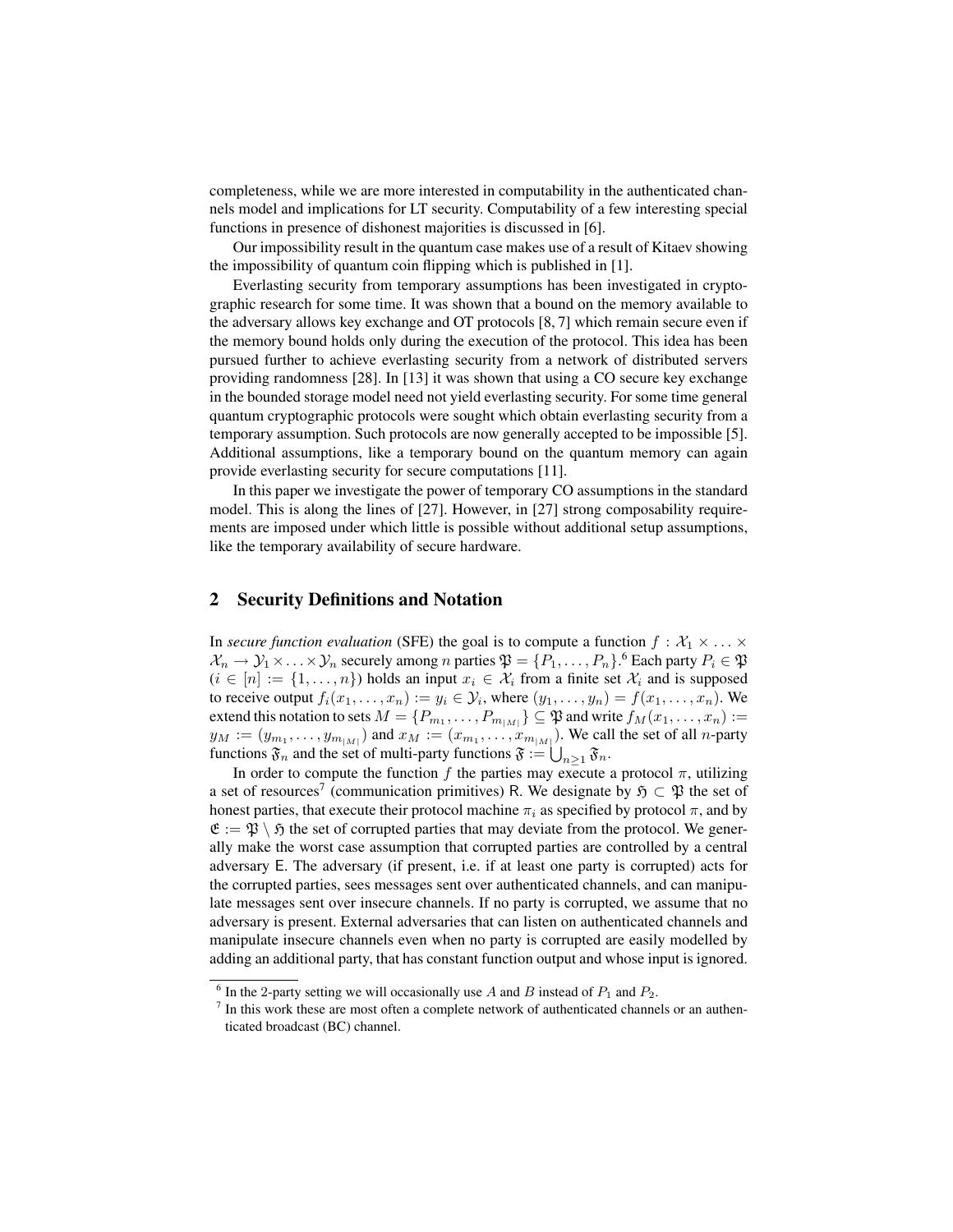completeness, while we are more interested in computability in the authenticated channels model and implications for LT security. Computability of a few interesting special functions in presence of dishonest majorities is discussed in [6].

Our impossibility result in the quantum case makes use of a result of Kitaev showing the impossibility of quantum coin flipping which is published in [1].

Everlasting security from temporary assumptions has been investigated in cryptographic research for some time. It was shown that a bound on the memory available to the adversary allows key exchange and OT protocols [8, 7] which remain secure even if the memory bound holds only during the execution of the protocol. This idea has been pursued further to achieve everlasting security from a network of distributed servers providing randomness [28]. In [13] it was shown that using a CO secure key exchange in the bounded storage model need not yield everlasting security. For some time general quantum cryptographic protocols were sought which obtain everlasting security from a temporary assumption. Such protocols are now generally accepted to be impossible [5]. Additional assumptions, like a temporary bound on the quantum memory can again provide everlasting security for secure computations [11].

In this paper we investigate the power of temporary CO assumptions in the standard model. This is along the lines of [27]. However, in [27] strong composability requirements are imposed under which little is possible without additional setup assumptions, like the temporary availability of secure hardware.

## 2 Security Definitions and Notation

In *secure function evaluation* (SFE) the goal is to compute a function $f : \mathcal{X}_1 \times \ldots \times \mathcal{X}_n \to \mathcal{Y}_1 \times \ldots \times \mathcal{Y}_n$ securely among $n$ parties $\mathfrak{P} = \{P_1, \ldots, P_n\}$.[6] Each party $P_i \in \mathfrak{P}$ ($i \in [n] := \{1, \ldots, n\}$) holds an input $x_i \in \mathcal{X}_i$ from a finite set $\mathcal{X}_i$ and is supposed to receive output $f_i(x_1, \ldots, x_n) := y_i \in \mathcal{Y}_i$, where $(y_1, \ldots, y_n) = f(x_1, \ldots, x_n)$. We extend this notation to sets $M = \{P_{m_1}, \ldots, P_{m_{|M|}}\} \subseteq \mathfrak{P}$ and write $f_M(x_1, \ldots, x_n) := y_M := (y_{m_1}, \ldots, y_{m_{|M|}})$ and $x_M := (x_{m_1}, \ldots, x_{m_{|M|}})$. We call the set of all $n$-party functions $\mathfrak{F}_n$ and the set of multi-party functions $\mathfrak{F} := \bigcup_{n \geq 1} \mathfrak{F}_n$.

In order to compute the function $f$ the parties may execute a protocol $\pi$, utilizing a set of resources[7] (communication primitives) $\mathsf{R}$. We designate by $\mathfrak{H} \subset \mathfrak{P}$ the set of honest parties, that execute their protocol machine $\pi_i$ as specified by protocol $\pi$, and by $\mathfrak{E} := \mathfrak{P} \setminus \mathfrak{H}$ the set of corrupted parties that may deviate from the protocol. We generally make the worst case assumption that corrupted parties are controlled by a central adversary $\mathsf{E}$. The adversary (if present, i.e. if at least one party is corrupted) acts for the corrupted parties, sees messages sent over authenticated channels, and can manipulate messages sent over insecure channels. If no party is corrupted, we assume that no adversary is present. External adversaries that can listen on authenticated channels and manipulate insecure channels even when no party is corrupted are easily modelled by adding an additional party, that has constant function output and whose input is ignored.

[6] In the 2-party setting we will occasionally use $A$ and $B$ instead of $P_1$ and $P_2$.

[7] In this work these are most often a complete network of authenticated channels or an authenticated broadcast (BC) channel.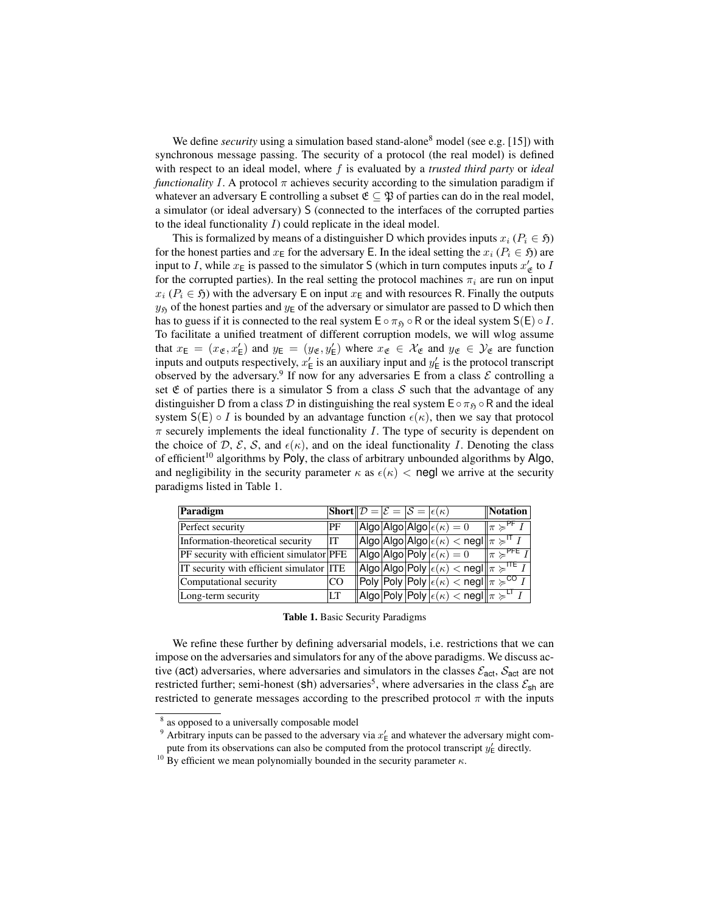We define *security* using a simulation based stand-alone[8] model (see e.g. [15]) with synchronous message passing. The security of a protocol (the real model) is defined with respect to an ideal model, where $f$ is evaluated by a *trusted third party* or *ideal functionality* $I$. A protocol $\pi$ achieves security according to the simulation paradigm if whatever an adversary $\mathsf{E}$ controlling a subset $\mathfrak{C} \subseteq \mathfrak{P}$ of parties can do in the real model, a simulator (or ideal adversary) $\mathsf{S}$ (connected to the interfaces of the corrupted parties to the ideal functionality $I$) could replicate in the ideal model.

This is formalized by means of a distinguisher $\mathsf{D}$ which provides inputs $x_i$ ($P_i \in \mathfrak{H}$) for the honest parties and $x_\mathsf{E}$ for the adversary $\mathsf{E}$. In the ideal setting the $x_i$ ($P_i \in \mathfrak{H}$) are input to $I$, while $x_\mathsf{E}$ is passed to the simulator $\mathsf{S}$ (which in turn computes inputs $x'_\mathfrak{C}$ to $I$ for the corrupted parties). In the real setting the protocol machines $\pi_i$ are run on input $x_i$ ($P_i \in \mathfrak{H}$) with the adversary $\mathsf{E}$ on input $x_\mathsf{E}$ and with resources $\mathsf{R}$. Finally the outputs $y_\mathfrak{H}$ of the honest parties and $y_\mathsf{E}$ of the adversary or simulator are passed to $\mathsf{D}$ which then has to guess if it is connected to the real system $\mathsf{E} \circ \pi_\mathfrak{H} \circ \mathsf{R}$ or the ideal system $\mathsf{S}(\mathsf{E}) \circ I$. To facilitate a unified treatment of different corruption models, we will wlog assume that $x_\mathsf{E} = (x_\mathfrak{C}, x'_\mathsf{E})$ and $y_\mathsf{E} = (y_\mathfrak{C}, y'_\mathsf{E})$ where $x_\mathfrak{C} \in \mathcal{X}_\mathfrak{C}$ and $y_\mathfrak{C} \in \mathcal{Y}_\mathfrak{C}$ are function inputs and outputs respectively, $x'_\mathsf{E}$ is an auxiliary input and $y'_\mathsf{E}$ is the protocol transcript observed by the adversary.[9] If now for any adversaries $\mathsf{E}$ from a class $\mathcal{E}$ controlling a set $\mathfrak{C}$ of parties there is a simulator $\mathsf{S}$ from a class $\mathcal{S}$ such that the advantage of any distinguisher $\mathsf{D}$ from a class $\mathcal{D}$ in distinguishing the real system $\mathsf{E} \circ \pi_\mathfrak{H} \circ \mathsf{R}$ and the ideal system $\mathsf{S}(\mathsf{E}) \circ I$ is bounded by an advantage function $\epsilon(\kappa)$, then we say that protocol $\pi$ securely implements the ideal functionality $I$. The type of security is dependent on the choice of $\mathcal{D}$, $\mathcal{E}$, $\mathcal{S}$, and $\epsilon(\kappa)$, and on the ideal functionality $I$. Denoting the class of efficient[10] algorithms by $\mathsf{Poly}$, the class of arbitrary unbounded algorithms by $\mathsf{Algo}$, and negligibility in the security parameter $\kappa$ as $\epsilon(\kappa) < \mathsf{negl}$ we arrive at the security paradigms listed in Table 1.

| Paradigm | Short | $\mathcal{D} =$ | $\mathcal{E} =$ | $\mathcal{S} =$ | $\epsilon(\kappa)$ | Notation |
|---|---|---|---|---|---|---|
| Perfect security | PF | Algo | Algo | Algo | $\epsilon(\kappa) = 0$ | $\pi \succcurlyeq^{\mathsf{PF}} I$ |
| Information-theoretical security | IT | Algo | Algo | Algo | $\epsilon(\kappa) < \mathsf{negl}$ | $\pi \succcurlyeq^{\mathsf{IT}} I$ |
| PF security with efficient simulator | PFE | Algo | Algo | Poly | $\epsilon(\kappa) = 0$ | $\pi \succcurlyeq^{\mathsf{PFE}} I$ |
| IT security with efficient simulator | ITE | Algo | Algo | Poly | $\epsilon(\kappa) < \mathsf{negl}$ | $\pi \succcurlyeq^{\mathsf{ITE}} I$ |
| Computational security | CO | Poly | Poly | Poly | $\epsilon(\kappa) < \mathsf{negl}$ | $\pi \succcurlyeq^{\mathsf{CO}} I$ |
| Long-term security | LT | Algo | Poly | Poly | $\epsilon(\kappa) < \mathsf{negl}$ | $\pi \succcurlyeq^{\mathsf{LT}} I$ |

**Table 1.** Basic Security Paradigms

We refine these further by defining adversarial models, i.e. restrictions that we can impose on the adversaries and simulators for any of the above paradigms. We discuss active ($\mathsf{act}$) adversaries, where adversaries and simulators in the classes $\mathcal{E}_\mathsf{act}$, $\mathcal{S}_\mathsf{act}$ are not restricted further; semi-honest ($\mathsf{sh}$) adversaries[5], where adversaries in the class $\mathcal{E}_\mathsf{sh}$ are restricted to generate messages according to the prescribed protocol $\pi$ with the inputs

[8] as opposed to a universally composable model

[9] Arbitrary inputs can be passed to the adversary via $x'_\mathsf{E}$ and whatever the adversary might compute from its observations can also be computed from the protocol transcript $y'_\mathsf{E}$ directly.

[10] By efficient we mean polynomially bounded in the security parameter $\kappa$.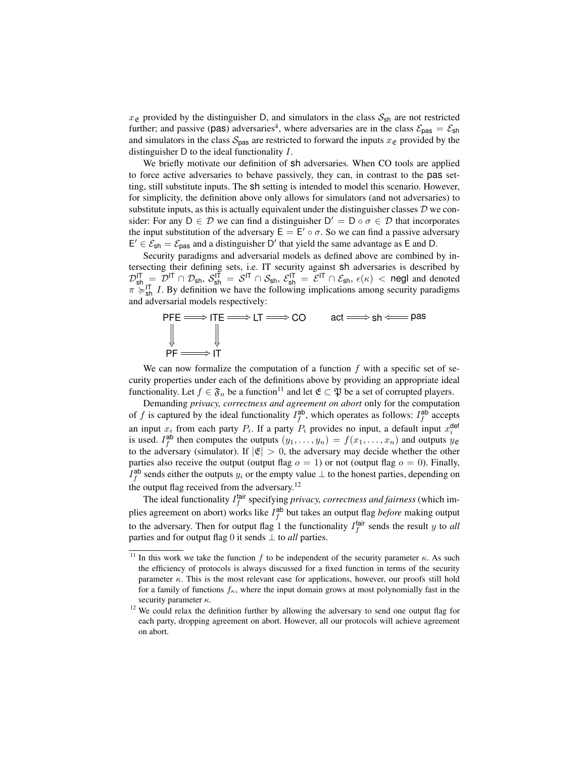$x_{\mathfrak{E}}$ provided by the distinguisher D, and simulators in the class $\mathcal{S}_{\mathsf{sh}}$ are not restricted further; and passive (pas) adversaries[4], where adversaries are in the class $\mathcal{E}_{\mathsf{pas}} = \mathcal{E}_{\mathsf{sh}}$ and simulators in the class $\mathcal{S}_{\mathsf{pas}}$ are restricted to forward the inputs $x_{\mathfrak{E}}$ provided by the distinguisher D to the ideal functionality $I$.

We briefly motivate our definition of sh adversaries. When CO tools are applied to force active adversaries to behave passively, they can, in contrast to the pas setting, still substitute inputs. The sh setting is intended to model this scenario. However, for simplicity, the definition above only allows for simulators (and not adversaries) to substitute inputs, as this is actually equivalent under the distinguisher classes $\mathcal{D}$ we consider: For any $\mathsf{D} \in \mathcal{D}$ we can find a distinguisher $\mathsf{D}' = \mathsf{D} \circ \sigma \in \mathcal{D}$ that incorporates the input substitution of the adversary $\mathsf{E} = \mathsf{E}' \circ \sigma$. So we can find a passive adversary $\mathsf{E}' \in \mathcal{E}_{\mathsf{sh}} = \mathcal{E}_{\mathsf{pas}}$ and a distinguisher $\mathsf{D}'$ that yield the same advantage as E and D.

Security paradigms and adversarial models as defined above are combined by intersecting their defining sets, i.e. IT security against sh adversaries is described by $\mathcal{D}^{\mathsf{IT}}_{\mathsf{sh}} = \mathcal{D}^{\mathsf{IT}} \cap \mathcal{D}_{\mathsf{sh}}$, $\mathcal{S}^{\mathsf{IT}}_{\mathsf{sh}} = \mathcal{S}^{\mathsf{IT}} \cap \mathcal{S}_{\mathsf{sh}}$, $\mathcal{E}^{\mathsf{IT}}_{\mathsf{sh}} = \mathcal{E}^{\mathsf{IT}} \cap \mathcal{E}_{\mathsf{sh}}$, $\epsilon(\kappa) < \mathsf{negl}$ and denoted $\pi \succcurlyeq^{\mathsf{IT}}_{\mathsf{sh}} I$. By definition we have the following implications among security paradigms and adversarial models respectively:

$$\begin{array}{ccccccc} \mathsf{PFE} & \Longrightarrow & \mathsf{ITE} & \Longrightarrow & \mathsf{LT} & \Longrightarrow & \mathsf{CO} \\ \Downarrow & & \Downarrow & & & & \\ \mathsf{PF} & \Longrightarrow & \mathsf{IT} & & & & \end{array} \qquad \mathsf{act} \Longrightarrow \mathsf{sh} \Longleftarrow \mathsf{pas}$$

We can now formalize the computation of a function $f$ with a specific set of security properties under each of the definitions above by providing an appropriate ideal functionality. Let $f \in \mathfrak{F}_n$ be a function[11] and let $\mathfrak{E} \subset \mathfrak{P}$ be a set of corrupted players.

Demanding *privacy, correctness and agreement on abort* only for the computation of $f$ is captured by the ideal functionality $I^{\mathsf{ab}}_f$, which operates as follows: $I^{\mathsf{ab}}_f$ accepts an input $x_i$ from each party $P_i$. If a party $P_i$ provides no input, a default input $x^{\mathsf{def}}_i$ is used. $I^{\mathsf{ab}}_f$ then computes the outputs $(y_1, \ldots, y_n) = f(x_1, \ldots, x_n)$ and outputs $y_{\mathfrak{E}}$ to the adversary (simulator). If $|\mathfrak{E}| > 0$, the adversary may decide whether the other parties also receive the output (output flag $o = 1$) or not (output flag $o = 0$). Finally, $I^{\mathsf{ab}}_f$ sends either the outputs $y_i$ or the empty value $\perp$ to the honest parties, depending on the output flag received from the adversary.[12]

The ideal functionality $I^{\mathsf{fair}}_f$ specifying *privacy, correctness and fairness* (which implies agreement on abort) works like $I^{\mathsf{ab}}_f$ but takes an output flag *before* making output to the adversary. Then for output flag 1 the functionality $I^{\mathsf{fair}}_f$ sends the result $y$ to *all* parties and for output flag 0 it sends $\perp$ to *all* parties.

---

[11] In this work we take the function $f$ to be independent of the security parameter $\kappa$. As such the efficiency of protocols is always discussed for a fixed function in terms of the security parameter $\kappa$. This is the most relevant case for applications, however, our proofs still hold for a family of functions $f_\kappa$, where the input domain grows at most polynomially fast in the security parameter $\kappa$.

[12] We could relax the definition further by allowing the adversary to send one output flag for each party, dropping agreement on abort. However, all our protocols will achieve agreement on abort.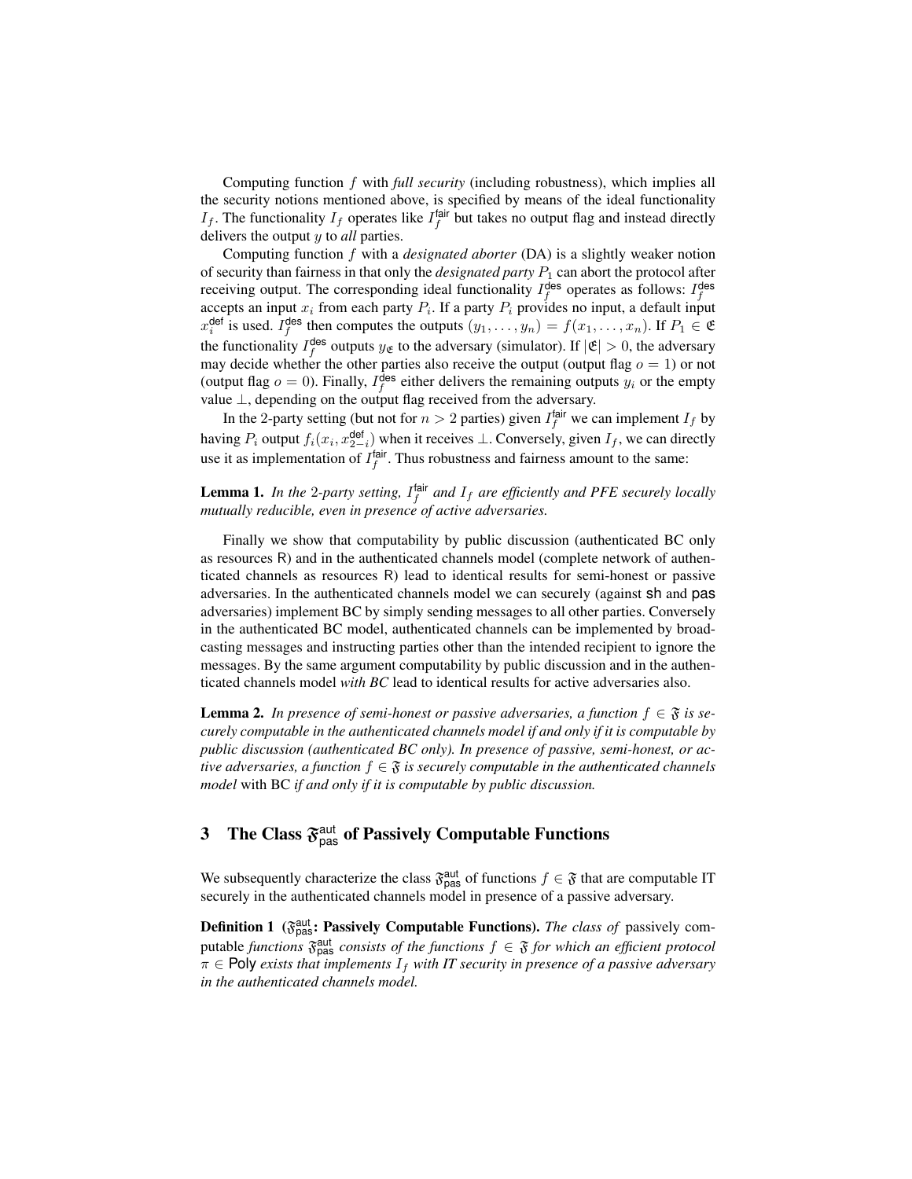Computing function $f$ with *full security* (including robustness), which implies all the security notions mentioned above, is specified by means of the ideal functionality $I_f$. The functionality $I_f$ operates like $I_f^{\mathsf{fair}}$ but takes no output flag and instead directly delivers the output $y$ to *all* parties.

Computing function $f$ with a *designated aborter* (DA) is a slightly weaker notion of security than fairness in that only the *designated party* $P_1$ can abort the protocol after receiving output. The corresponding ideal functionality $I_f^{\mathsf{des}}$ operates as follows: $I_f^{\mathsf{des}}$ accepts an input $x_i$ from each party $P_i$. If a party $P_i$ provides no input, a default input $x_i^{\mathsf{def}}$ is used. $I_f^{\mathsf{des}}$ then computes the outputs $(y_1, \ldots, y_n) = f(x_1, \ldots, x_n)$. If $P_1 \in \mathfrak{E}$ the functionality $I_f^{\mathsf{des}}$ outputs $y_{\mathfrak{E}}$ to the adversary (simulator). If $|\mathfrak{E}| > 0$, the adversary may decide whether the other parties also receive the output (output flag $o = 1$) or not (output flag $o = 0$). Finally, $I_f^{\mathsf{des}}$ either delivers the remaining outputs $y_i$ or the empty value $\perp$, depending on the output flag received from the adversary.

In the 2-party setting (but not for $n > 2$ parties) given $I_f^{\mathsf{fair}}$ we can implement $I_f$ by having $P_i$ output $f_i(x_i, x_{2-i}^{\mathsf{def}})$ when it receives $\perp$. Conversely, given $I_f$, we can directly use it as implementation of $I_f^{\mathsf{fair}}$. Thus robustness and fairness amount to the same:

**Lemma 1.** *In the 2-party setting, $I_f^{\mathsf{fair}}$ and $I_f$ are efficiently and PFE securely locally mutually reducible, even in presence of active adversaries.*

Finally we show that computability by public discussion (authenticated BC only as resources R) and in the authenticated channels model (complete network of authenticated channels as resources R) lead to identical results for semi-honest or passive adversaries. In the authenticated channels model we can securely (against $\mathsf{sh}$ and $\mathsf{pas}$ adversaries) implement BC by simply sending messages to all other parties. Conversely in the authenticated BC model, authenticated channels can be implemented by broadcasting messages and instructing parties other than the intended recipient to ignore the messages. By the same argument computability by public discussion and in the authenticated channels model *with BC* lead to identical results for active adversaries also.

**Lemma 2.** *In presence of semi-honest or passive adversaries, a function $f \in \mathfrak{F}$ is securely computable in the authenticated channels model if and only if it is computable by public discussion (authenticated BC only). In presence of passive, semi-honest, or active adversaries, a function $f \in \mathfrak{F}$ is securely computable in the authenticated channels model* with BC *if and only if it is computable by public discussion.*

## 3 The Class $\mathfrak{F}_{\mathsf{pas}}^{\mathsf{aut}}$ of Passively Computable Functions

We subsequently characterize the class $\mathfrak{F}_{\mathsf{pas}}^{\mathsf{aut}}$ of functions $f \in \mathfrak{F}$ that are computable IT securely in the authenticated channels model in presence of a passive adversary.

**Definition 1 ($\mathfrak{F}_{\mathsf{pas}}^{\mathsf{aut}}$: Passively Computable Functions).** *The class of* passively computable *functions $\mathfrak{F}_{\mathsf{pas}}^{\mathsf{aut}}$ consists of the functions $f \in \mathfrak{F}$ for which an efficient protocol $\pi \in \mathsf{Poly}$ exists that implements $I_f$ with IT security in presence of a passive adversary in the authenticated channels model.*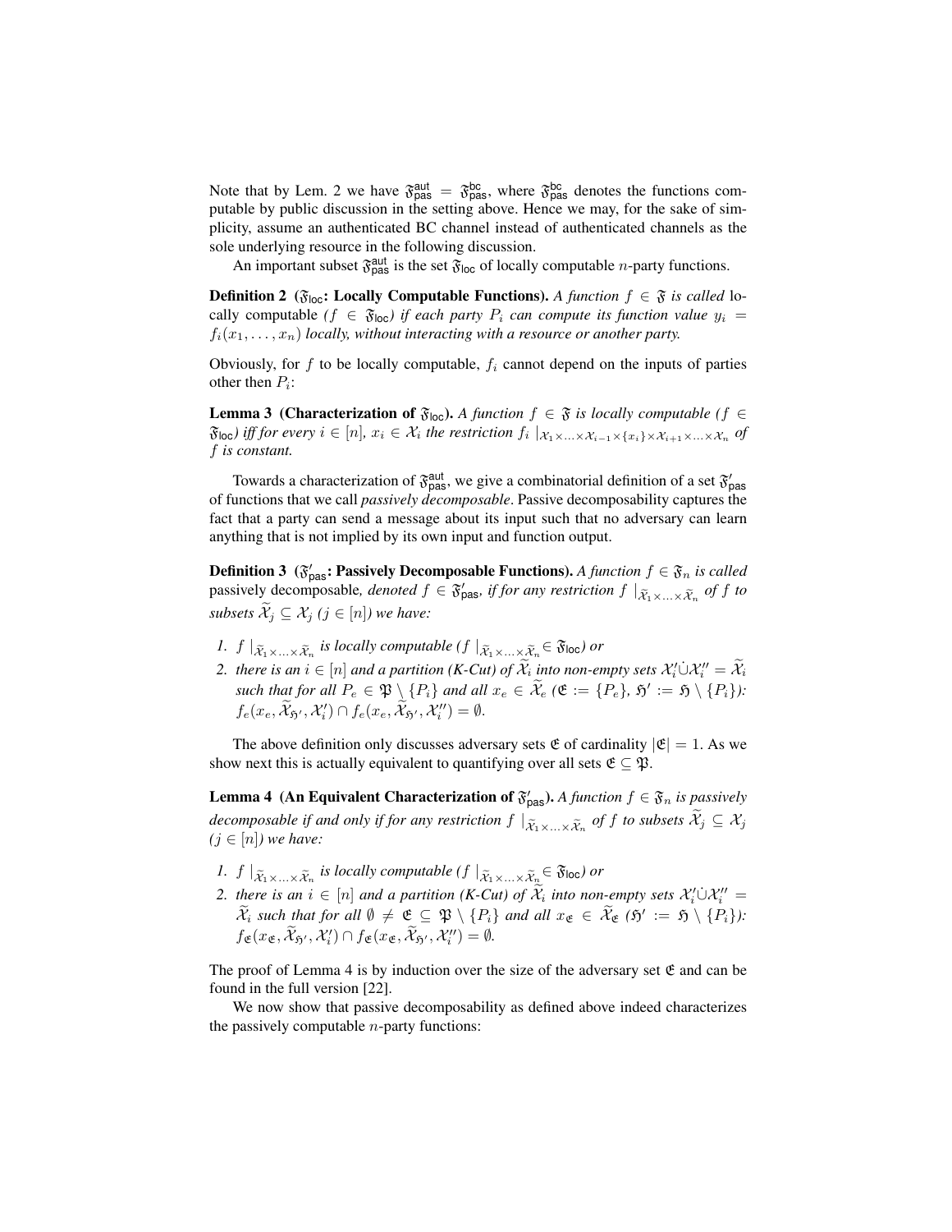Note that by Lem. 2 we have $\mathfrak{F}_{\mathsf{pas}}^{\mathsf{aut}} = \mathfrak{F}_{\mathsf{pas}}^{\mathsf{bc}}$, where $\mathfrak{F}_{\mathsf{pas}}^{\mathsf{bc}}$ denotes the functions computable by public discussion in the setting above. Hence we may, for the sake of simplicity, assume an authenticated BC channel instead of authenticated channels as the sole underlying resource in the following discussion.

An important subset $\mathfrak{F}_{\mathsf{pas}}^{\mathsf{aut}}$ is the set $\mathfrak{F}_{\mathsf{loc}}$ of locally computable $n$-party functions.

**Definition 2** **($\mathfrak{F}_{\mathsf{loc}}$: Locally Computable Functions).** *A function $f \in \mathfrak{F}$ is called* locally computable *($f \in \mathfrak{F}_{\mathsf{loc}}$) if each party $P_i$ can compute its function value $y_i = f_i(x_1, \ldots, x_n)$ locally, without interacting with a resource or another party.*

Obviously, for $f$ to be locally computable, $f_i$ cannot depend on the inputs of parties other then $P_i$:

**Lemma 3** **(Characterization of $\mathfrak{F}_{\mathsf{loc}}$).** *A function $f \in \mathfrak{F}$ is locally computable ($f \in \mathfrak{F}_{\mathsf{loc}}$) iff for every $i \in [n]$, $x_i \in \mathcal{X}_i$ the restriction $f_i \mid_{\mathcal{X}_1 \times \ldots \times \mathcal{X}_{i-1} \times \{x_i\} \times \mathcal{X}_{i+1} \times \ldots \times \mathcal{X}_n}$ of $f$ is constant.*

Towards a characterization of $\mathfrak{F}_{\mathsf{pas}}^{\mathsf{aut}}$, we give a combinatorial definition of a set $\mathfrak{F}_{\mathsf{pas}}'$ of functions that we call *passively decomposable*. Passive decomposability captures the fact that a party can send a message about its input such that no adversary can learn anything that is not implied by its own input and function output.

**Definition 3** **($\mathfrak{F}_{\mathsf{pas}}'$: Passively Decomposable Functions).** *A function $f \in \mathfrak{F}_n$ is called* passively decomposable*, denoted $f \in \mathfrak{F}_{\mathsf{pas}}'$, if for any restriction $f \mid_{\widetilde{\mathcal{X}}_1 \times \ldots \times \widetilde{\mathcal{X}}_n}$ of $f$ to subsets $\widetilde{\mathcal{X}}_j \subseteq \mathcal{X}_j$ ($j \in [n]$) we have:*

1. *$f \mid_{\widetilde{\mathcal{X}}_1 \times \ldots \times \widetilde{\mathcal{X}}_n}$ is locally computable ($f \mid_{\widetilde{\mathcal{X}}_1 \times \ldots \times \widetilde{\mathcal{X}}_n} \in \mathfrak{F}_{\mathsf{loc}}$) or*
2. *there is an $i \in [n]$ and a partition (K-Cut) of $\widetilde{\mathcal{X}}_i$ into non-empty sets $\mathcal{X}_i' \dot\cup \mathcal{X}_i'' = \widetilde{\mathcal{X}}_i$ such that for all $P_e \in \mathfrak{P} \setminus \{P_i\}$ and all $x_e \in \widetilde{\mathcal{X}}_e$ ($\mathfrak{E} := \{P_e\}$, $\mathfrak{H}' := \mathfrak{H} \setminus \{P_i\}$): $f_e(x_e, \widetilde{\mathcal{X}}_{\mathfrak{H}'}, \mathcal{X}_i') \cap f_e(x_e, \widetilde{\mathcal{X}}_{\mathfrak{H}'}, \mathcal{X}_i'') = \emptyset$.*

The above definition only discusses adversary sets $\mathfrak{E}$ of cardinality $|\mathfrak{E}| = 1$. As we show next this is actually equivalent to quantifying over all sets $\mathfrak{E} \subseteq \mathfrak{P}$.

**Lemma 4** **(An Equivalent Characterization of $\mathfrak{F}_{\mathsf{pas}}'$).** *A function $f \in \mathfrak{F}_n$ is passively decomposable if and only if for any restriction $f \mid_{\widetilde{\mathcal{X}}_1 \times \ldots \times \widetilde{\mathcal{X}}_n}$ of $f$ to subsets $\widetilde{\mathcal{X}}_j \subseteq \mathcal{X}_j$ ($j \in [n]$) we have:*

1. *$f \mid_{\widetilde{\mathcal{X}}_1 \times \ldots \times \widetilde{\mathcal{X}}_n}$ is locally computable ($f \mid_{\widetilde{\mathcal{X}}_1 \times \ldots \times \widetilde{\mathcal{X}}_n} \in \mathfrak{F}_{\mathsf{loc}}$) or*
2. *there is an $i \in [n]$ and a partition (K-Cut) of $\widetilde{\mathcal{X}}_i$ into non-empty sets $\mathcal{X}_i' \dot\cup \mathcal{X}_i'' = \widetilde{\mathcal{X}}_i$ such that for all $\emptyset \neq \mathfrak{E} \subseteq \mathfrak{P} \setminus \{P_i\}$ and all $x_{\mathfrak{E}} \in \widetilde{\mathcal{X}}_{\mathfrak{E}}$ ($\mathfrak{H}' := \mathfrak{H} \setminus \{P_i\}$): $f_{\mathfrak{E}}(x_{\mathfrak{E}}, \widetilde{\mathcal{X}}_{\mathfrak{H}'}, \mathcal{X}_i') \cap f_{\mathfrak{E}}(x_{\mathfrak{E}}, \widetilde{\mathcal{X}}_{\mathfrak{H}'}, \mathcal{X}_i'') = \emptyset$.*

The proof of Lemma 4 is by induction over the size of the adversary set $\mathfrak{E}$ and can be found in the full version [22].

We now show that passive decomposability as defined above indeed characterizes the passively computable $n$-party functions: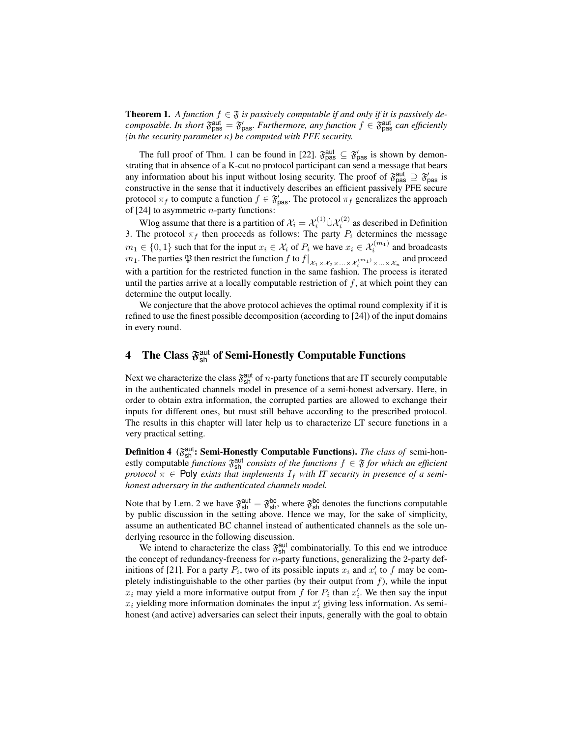**Theorem 1.** *A function $f \in \mathfrak{F}$ is passively computable if and only if it is passively decomposable. In short $\mathfrak{F}^{\mathsf{aut}}_{\mathsf{pas}} = \mathfrak{F}'_{\mathsf{pas}}$. Furthermore, any function $f \in \mathfrak{F}^{\mathsf{aut}}_{\mathsf{pas}}$ can efficiently (in the security parameter $\kappa$) be computed with PFE security.*

The full proof of Thm. 1 can be found in [22]. $\mathfrak{F}^{\mathsf{aut}}_{\mathsf{pas}} \subseteq \mathfrak{F}'_{\mathsf{pas}}$ is shown by demonstrating that in absence of a K-cut no protocol participant can send a message that bears any information about his input without losing security. The proof of $\mathfrak{F}^{\mathsf{aut}}_{\mathsf{pas}} \supseteq \mathfrak{F}'_{\mathsf{pas}}$ is constructive in the sense that it inductively describes an efficient passively PFE secure protocol $\pi_f$ to compute a function $f \in \mathfrak{F}'_{\mathsf{pas}}$. The protocol $\pi_f$ generalizes the approach of [24] to asymmetric $n$-party functions:

Wlog assume that there is a partition of $\mathcal{X}_i = \mathcal{X}_i^{(1)} \dot\cup \mathcal{X}_i^{(2)}$ as described in Definition 3. The protocol $\pi_f$ then proceeds as follows: The party $P_i$ determines the message $m_1 \in \{0,1\}$ such that for the input $x_i \in \mathcal{X}_i$ of $P_i$ we have $x_i \in \mathcal{X}_i^{(m_1)}$ and broadcasts $m_1$. The parties $\mathfrak{P}$ then restrict the function $f$ to $f|_{\mathcal{X}_1 \times \mathcal{X}_2 \times \ldots \times \mathcal{X}_i^{(m_1)} \times \ldots \times \mathcal{X}_n}$ and proceed with a partition for the restricted function in the same fashion. The process is iterated until the parties arrive at a locally computable restriction of $f$, at which point they can determine the output locally.

We conjecture that the above protocol achieves the optimal round complexity if it is refined to use the finest possible decomposition (according to [24]) of the input domains in every round.

## 4 The Class $\mathfrak{F}^{\mathsf{aut}}_{\mathsf{sh}}$ of Semi-Honestly Computable Functions

Next we characterize the class $\mathfrak{F}^{\mathsf{aut}}_{\mathsf{sh}}$ of $n$-party functions that are IT securely computable in the authenticated channels model in presence of a semi-honest adversary. Here, in order to obtain extra information, the corrupted parties are allowed to exchange their inputs for different ones, but must still behave according to the prescribed protocol. The results in this chapter will later help us to characterize LT secure functions in a very practical setting.

**Definition 4 ($\mathfrak{F}^{\mathsf{aut}}_{\mathsf{sh}}$: Semi-Honestly Computable Functions).** *The class of* semi-honestly computable *functions $\mathfrak{F}^{\mathsf{aut}}_{\mathsf{sh}}$ consists of the functions $f \in \mathfrak{F}$ for which an efficient protocol $\pi \in \mathsf{Poly}$ exists that implements $I_f$ with IT security in presence of a semi-honest adversary in the authenticated channels model.*

Note that by Lem. 2 we have $\mathfrak{F}^{\mathsf{aut}}_{\mathsf{sh}} = \mathfrak{F}^{\mathsf{bc}}_{\mathsf{sh}}$, where $\mathfrak{F}^{\mathsf{bc}}_{\mathsf{sh}}$ denotes the functions computable by public discussion in the setting above. Hence we may, for the sake of simplicity, assume an authenticated BC channel instead of authenticated channels as the sole underlying resource in the following discussion.

We intend to characterize the class $\mathfrak{F}^{\mathsf{aut}}_{\mathsf{sh}}$ combinatorially. To this end we introduce the concept of redundancy-freeness for $n$-party functions, generalizing the 2-party definitions of [21]. For a party $P_i$, two of its possible inputs $x_i$ and $x'_i$ to $f$ may be completely indistinguishable to the other parties (by their output from $f$), while the input $x_i$ may yield a more informative output from $f$ for $P_i$ than $x'_i$. We then say the input $x_i$ yielding more information dominates the input $x'_i$ giving less information. As semi-honest (and active) adversaries can select their inputs, generally with the goal to obtain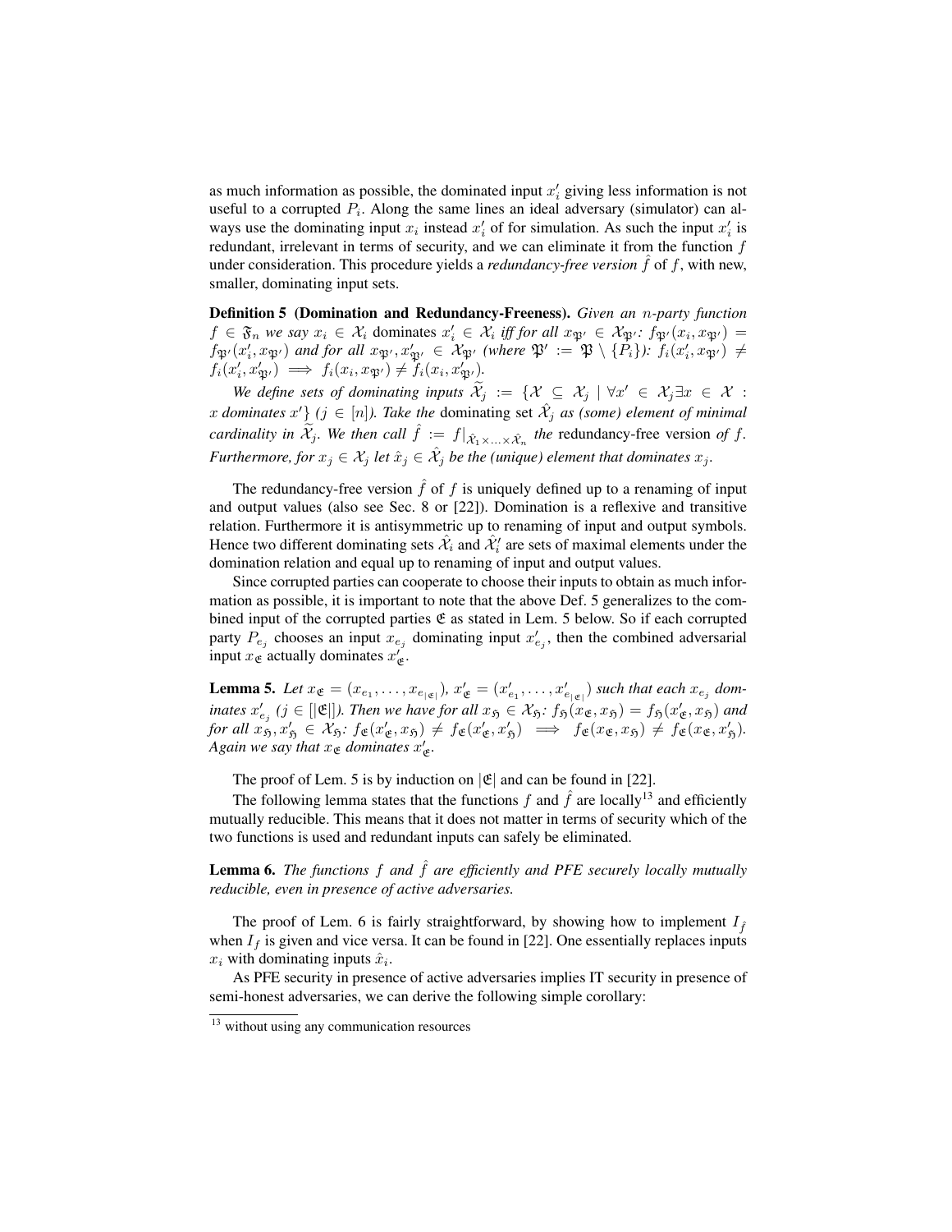as much information as possible, the dominated input $x_i'$ giving less information is not useful to a corrupted $P_i$. Along the same lines an ideal adversary (simulator) can always use the dominating input $x_i$ instead $x_i'$ of for simulation. As such the input $x_i'$ is redundant, irrelevant in terms of security, and we can eliminate it from the function $f$ under consideration. This procedure yields a *redundancy-free version* $\hat{f}$ of $f$, with new, smaller, dominating input sets.

**Definition 5 (Domination and Redundancy-Freeness).** *Given an $n$-party function $f \in \mathfrak{F}_n$ we say $x_i \in \mathcal{X}_i$* dominates *$x_i' \in \mathcal{X}_i$ iff for all $x_{\mathfrak{P}'} \in \mathcal{X}_{\mathfrak{P}'}$: $f_{\mathfrak{P}'}(x_i, x_{\mathfrak{P}'}) = f_{\mathfrak{P}'}(x_i', x_{\mathfrak{P}'})$ and for all $x_{\mathfrak{P}'}, x_{\mathfrak{P}'}' \in \mathcal{X}_{\mathfrak{P}'}$ (where $\mathfrak{P}' := \mathfrak{P} \setminus \{P_i\}$): $f_i(x_i', x_{\mathfrak{P}'}) \neq f_i(x_i', x_{\mathfrak{P}'}') \implies f_i(x_i, x_{\mathfrak{P}'}) \neq f_i(x_i, x_{\mathfrak{P}'}')$.*

*We define sets of dominating inputs $\widetilde{\mathcal{X}}_j := \{\mathcal{X} \subseteq \mathcal{X}_j \mid \forall x' \in \mathcal{X}_j \exists x \in \mathcal{X} : x \text{ dominates } x'\}$ ($j \in [n]$). Take the* dominating set *$\hat{\mathcal{X}}_j$ as (some) element of minimal cardinality in $\widetilde{\mathcal{X}}_j$. We then call $\hat{f} := f|_{\hat{\mathcal{X}}_1 \times \ldots \times \hat{\mathcal{X}}_n}$ the* redundancy-free version *of $f$. Furthermore, for $x_j \in \mathcal{X}_j$ let $\hat{x}_j \in \hat{\mathcal{X}}_j$ be the (unique) element that dominates $x_j$.*

The redundancy-free version $\hat{f}$ of $f$ is uniquely defined up to a renaming of input and output values (also see Sec. 8 or [22]). Domination is a reflexive and transitive relation. Furthermore it is antisymmetric up to renaming of input and output symbols. Hence two different dominating sets $\hat{\mathcal{X}}_i$ and $\hat{\mathcal{X}}_i'$ are sets of maximal elements under the domination relation and equal up to renaming of input and output values.

Since corrupted parties can cooperate to choose their inputs to obtain as much information as possible, it is important to note that the above Def. 5 generalizes to the combined input of the corrupted parties $\mathfrak{E}$ as stated in Lem. 5 below. So if each corrupted party $P_{e_j}$ chooses an input $x_{e_j}$ dominating input $x_{e_j}'$, then the combined adversarial input $x_{\mathfrak{E}}$ actually dominates $x_{\mathfrak{E}}'$.

**Lemma 5.** *Let $x_{\mathfrak{E}} = (x_{e_1}, \ldots, x_{e_{|\mathfrak{E}|}})$, $x_{\mathfrak{E}}' = (x_{e_1}', \ldots, x_{e_{|\mathfrak{E}|}}')$ such that each $x_{e_j}$ dominates $x_{e_j}'$ ($j \in [|\mathfrak{E}|]$). Then we have for all $x_{\mathfrak{H}} \in \mathcal{X}_{\mathfrak{H}}$: $f_{\mathfrak{H}}(x_{\mathfrak{E}}, x_{\mathfrak{H}}) = f_{\mathfrak{H}}(x_{\mathfrak{E}}', x_{\mathfrak{H}})$ and for all $x_{\mathfrak{H}}, x_{\mathfrak{H}}' \in \mathcal{X}_{\mathfrak{H}}$: $f_{\mathfrak{E}}(x_{\mathfrak{E}}', x_{\mathfrak{H}}) \neq f_{\mathfrak{E}}(x_{\mathfrak{E}}', x_{\mathfrak{H}}') \implies f_{\mathfrak{E}}(x_{\mathfrak{E}}, x_{\mathfrak{H}}) \neq f_{\mathfrak{E}}(x_{\mathfrak{E}}, x_{\mathfrak{H}}')$. Again we say that $x_{\mathfrak{E}}$ dominates $x_{\mathfrak{E}}'$.*

The proof of Lem. 5 is by induction on $|\mathfrak{E}|$ and can be found in [22].

The following lemma states that the functions $f$ and $\hat{f}$ are locally[13] and efficiently mutually reducible. This means that it does not matter in terms of security which of the two functions is used and redundant inputs can safely be eliminated.

**Lemma 6.** *The functions $f$ and $\hat{f}$ are efficiently and PFE securely locally mutually reducible, even in presence of active adversaries.*

The proof of Lem. 6 is fairly straightforward, by showing how to implement $I_{\hat{f}}$ when $I_f$ is given and vice versa. It can be found in [22]. One essentially replaces inputs $x_i$ with dominating inputs $\hat{x}_i$.

As PFE security in presence of active adversaries implies IT security in presence of semi-honest adversaries, we can derive the following simple corollary:

[13] without using any communication resources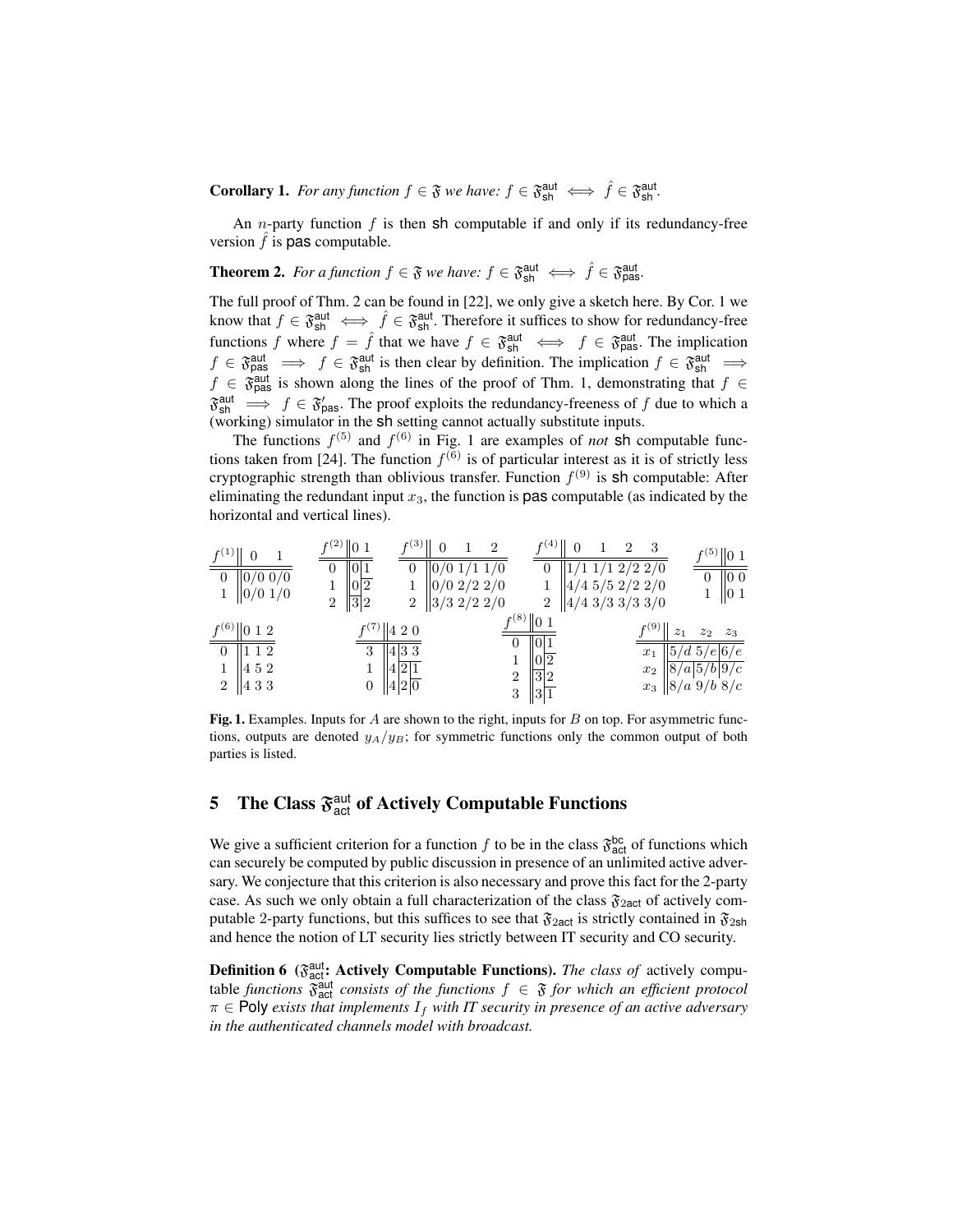**Corollary 1.** *For any function $f \in \mathfrak{F}$ we have: $f \in \mathfrak{F}^{\mathsf{aut}}_{\mathsf{sh}} \iff \hat{f} \in \mathfrak{F}^{\mathsf{aut}}_{\mathsf{sh}}$.*

An $n$-party function $f$ is then sh computable if and only if its redundancy-free version $\hat{f}$ is pas computable.

**Theorem 2.** *For a function $f \in \mathfrak{F}$ we have: $f \in \mathfrak{F}^{\mathsf{aut}}_{\mathsf{sh}} \iff \hat{f} \in \mathfrak{F}^{\mathsf{aut}}_{\mathsf{pas}}$.*

The full proof of Thm. 2 can be found in [22], we only give a sketch here. By Cor. 1 we know that $f \in \mathfrak{F}^{\mathsf{aut}}_{\mathsf{sh}} \iff \hat{f} \in \mathfrak{F}^{\mathsf{aut}}_{\mathsf{sh}}$. Therefore it suffices to show for redundancy-free functions $f$ where $f = \hat{f}$ that we have $f \in \mathfrak{F}^{\mathsf{aut}}_{\mathsf{sh}} \iff f \in \mathfrak{F}^{\mathsf{aut}}_{\mathsf{pas}}$. The implication $f \in \mathfrak{F}^{\mathsf{aut}}_{\mathsf{pas}} \implies f \in \mathfrak{F}^{\mathsf{aut}}_{\mathsf{sh}}$ is then clear by definition. The implication $f \in \mathfrak{F}^{\mathsf{aut}}_{\mathsf{sh}} \implies f \in \mathfrak{F}^{\mathsf{aut}}_{\mathsf{pas}}$ is shown along the lines of the proof of Thm. 1, demonstrating that $f \in \mathfrak{F}^{\mathsf{aut}}_{\mathsf{sh}} \implies f \in \mathfrak{F}'_{\mathsf{pas}}$. The proof exploits the redundancy-freeness of $f$ due to which a (working) simulator in the sh setting cannot actually substitute inputs.

The functions $f^{(5)}$ and $f^{(6)}$ in Fig. 1 are examples of *not* sh computable functions taken from [24]. The function $f^{(6)}$ is of particular interest as it is of strictly less cryptographic strength than oblivious transfer. Function $f^{(9)}$ is sh computable: After eliminating the redundant input $x_3$, the function is pas computable (as indicated by the horizontal and vertical lines).

| $f^{(1)}$ | 0 | 1 |
|---|---|---|
| 0 | 0/0 | 0/0 |
| 1 | 0/0 | 1/0 |

| $f^{(2)}$ | 0 | 1 |
|---|---|---|
| 0 | 0 | 1 |
| 1 | 0 | 2 |
| 2 | 3 | 2 |

| $f^{(3)}$ | 0 | 1 | 2 |
|---|---|---|---|
| 0 | 0/0 | 1/1 | 1/0 |
| 1 | 0/0 | 2/2 | 2/0 |
| 2 | 3/3 | 2/2 | 2/0 |

| $f^{(4)}$ | 0 | 1 | 2 | 3 |
|---|---|---|---|---|
| 0 | 1/1 | 1/1 | 2/2 | 2/0 |
| 1 | 4/4 | 5/5 | 2/2 | 2/0 |
| 2 | 4/4 | 3/3 | 3/3 | 3/0 |

| $f^{(5)}$ | 0 | 1 |
|---|---|---|
| 0 | 0 | 0 |
| 1 | 0 | 1 |

| $f^{(6)}$ | 0 | 1 | 2 |
|---|---|---|---|
| 0 | 1 | 1 | 2 |
| 1 | 4 | 5 | 2 |
| 2 | 4 | 3 | 3 |

| $f^{(7)}$ | 4 | 2 | 0 |
|---|---|---|---|
| 3 | 4 | 3 | 3 |
| 1 | 4 | 2 | 1 |
| 0 | 4 | 2 | 0 |

| $f^{(8)}$ | 0 | 1 |
|---|---|---|
| 0 | 0 | 1 |
| 1 | 0 | 2 |
| 2 | 3 | 2 |
| 3 | 3 | 1 |

| $f^{(9)}$ | $z_1$ | $z_2$ | $z_3$ |
|---|---|---|---|
| $x_1$ | 5/d | 5/e | 6/e |
| $x_2$ | 8/a | 5/b | 9/c |
| $x_3$ | 8/a | 9/b | 8/c |

**Fig. 1.** Examples. Inputs for $A$ are shown to the right, inputs for $B$ on top. For asymmetric functions, outputs are denoted $y_A/y_B$; for symmetric functions only the common output of both parties is listed.

## 5 The Class $\mathfrak{F}^{\mathsf{aut}}_{\mathsf{act}}$ of Actively Computable Functions

We give a sufficient criterion for a function $f$ to be in the class $\mathfrak{F}^{\mathsf{bc}}_{\mathsf{act}}$ of functions which can securely be computed by public discussion in presence of an unlimited active adversary. We conjecture that this criterion is also necessary and prove this fact for the 2-party case. As such we only obtain a full characterization of the class $\mathfrak{F}_{2\mathsf{act}}$ of actively computable 2-party functions, but this suffices to see that $\mathfrak{F}_{2\mathsf{act}}$ is strictly contained in $\mathfrak{F}_{2\mathsf{sh}}$ and hence the notion of LT security lies strictly between IT security and CO security.

**Definition 6 ($\mathfrak{F}^{\mathsf{aut}}_{\mathsf{act}}$: Actively Computable Functions).** *The class of* actively computable *functions $\mathfrak{F}^{\mathsf{aut}}_{\mathsf{act}}$ consists of the functions $f \in \mathfrak{F}$ for which an efficient protocol $\pi \in \mathsf{Poly}$ exists that implements $I_f$ with IT security in presence of an active adversary in the authenticated channels model with broadcast.*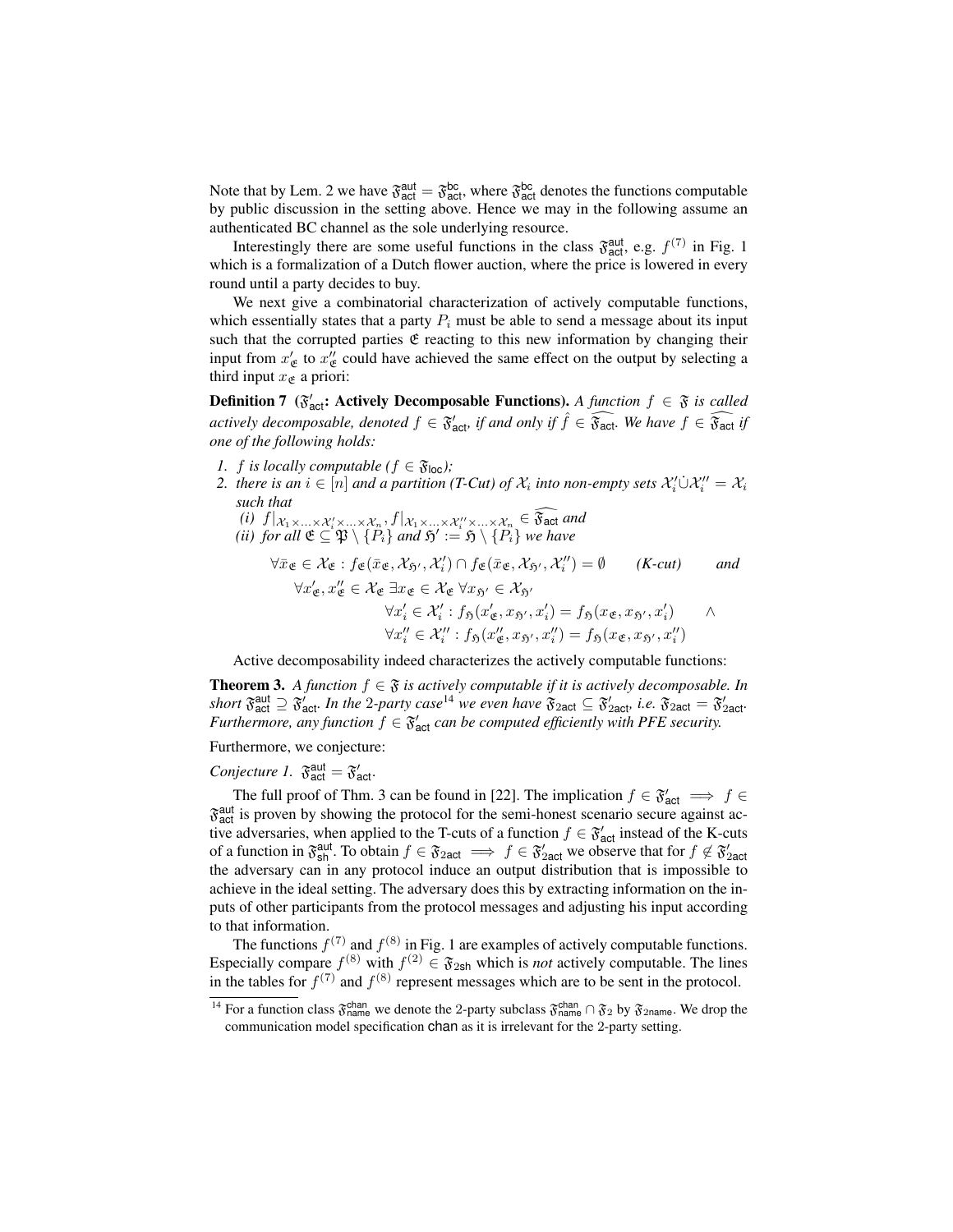Note that by Lem. 2 we have $\mathfrak{F}^{\mathsf{aut}}_{\mathsf{act}} = \mathfrak{F}^{\mathsf{bc}}_{\mathsf{act}}$, where $\mathfrak{F}^{\mathsf{bc}}_{\mathsf{act}}$ denotes the functions computable by public discussion in the setting above. Hence we may in the following assume an authenticated BC channel as the sole underlying resource.

Interestingly there are some useful functions in the class $\mathfrak{F}^{\mathsf{aut}}_{\mathsf{act}}$, e.g. $f^{(7)}$ in Fig. 1 which is a formalization of a Dutch flower auction, where the price is lowered in every round until a party decides to buy.

We next give a combinatorial characterization of actively computable functions, which essentially states that a party $P_i$ must be able to send a message about its input such that the corrupted parties $\mathfrak{E}$ reacting to this new information by changing their input from $x'_{\mathfrak{E}}$ to $x''_{\mathfrak{E}}$ could have achieved the same effect on the output by selecting a third input $x_{\mathfrak{E}}$ a priori:

**Definition 7 ($\mathfrak{F}'_{\mathsf{act}}$: Actively Decomposable Functions).** *A function $f \in \mathfrak{F}$ is called actively decomposable, denoted $f \in \mathfrak{F}'_{\mathsf{act}}$, if and only if $\hat{f} \in \widehat{\mathfrak{F}_{\mathsf{act}}}$. We have $f \in \widehat{\mathfrak{F}_{\mathsf{act}}}$ if one of the following holds:*

1. *$f$ is locally computable ($f \in \mathfrak{F}_{\mathsf{loc}}$);*
2. *there is an $i \in [n]$ and a partition (T-Cut) of $\mathcal{X}_i$ into non-empty sets $\mathcal{X}'_i \dot\cup \mathcal{X}''_i = \mathcal{X}_i$ such that*
   *(i) $f|_{\mathcal{X}_1 \times \ldots \times \mathcal{X}'_i \times \ldots \times \mathcal{X}_n}, f|_{\mathcal{X}_1 \times \ldots \times \mathcal{X}''_i \times \ldots \times \mathcal{X}_n} \in \widehat{\mathfrak{F}_{\mathsf{act}}}$ and*
   *(ii) for all $\mathfrak{E} \subseteq \mathfrak{P} \setminus \{P_i\}$ and $\mathfrak{H}' := \mathfrak{H} \setminus \{P_i\}$ we have*

$$
\begin{aligned}
&\forall \bar{x}_{\mathfrak{E}} \in \mathcal{X}_{\mathfrak{E}} : f_{\mathfrak{E}}(\bar{x}_{\mathfrak{E}}, \mathcal{X}_{\mathfrak{H}'}, \mathcal{X}'_i) \cap f_{\mathfrak{E}}(\bar{x}_{\mathfrak{E}}, \mathcal{X}_{\mathfrak{H}'}, \mathcal{X}''_i) = \emptyset \qquad \textit{(K-cut)} \qquad \textit{and} \\
&\forall x'_{\mathfrak{E}}, x''_{\mathfrak{E}} \in \mathcal{X}_{\mathfrak{E}} \; \exists x_{\mathfrak{E}} \in \mathcal{X}_{\mathfrak{E}} \; \forall x_{\mathfrak{H}'} \in \mathcal{X}_{\mathfrak{H}'} \\
&\qquad\qquad \forall x'_i \in \mathcal{X}'_i : f_{\mathfrak{H}}(x'_{\mathfrak{E}}, x_{\mathfrak{H}'}, x'_i) = f_{\mathfrak{H}}(x_{\mathfrak{E}}, x_{\mathfrak{H}'}, x'_i) \qquad \wedge \\
&\qquad\qquad \forall x''_i \in \mathcal{X}''_i : f_{\mathfrak{H}}(x''_{\mathfrak{E}}, x_{\mathfrak{H}'}, x''_i) = f_{\mathfrak{H}}(x_{\mathfrak{E}}, x_{\mathfrak{H}'}, x''_i)
\end{aligned}
$$

Active decomposability indeed characterizes the actively computable functions:

**Theorem 3.** *A function $f \in \mathfrak{F}$ is actively computable if it is actively decomposable. In short $\mathfrak{F}^{\mathsf{aut}}_{\mathsf{act}} \supseteq \mathfrak{F}'_{\mathsf{act}}$. In the 2-party case[14] we even have $\mathfrak{F}_{2\mathsf{act}} \subseteq \mathfrak{F}'_{2\mathsf{act}}$, i.e. $\mathfrak{F}_{2\mathsf{act}} = \mathfrak{F}'_{2\mathsf{act}}$. Furthermore, any function $f \in \mathfrak{F}'_{\mathsf{act}}$ can be computed efficiently with PFE security.*

Furthermore, we conjecture:

*Conjecture 1.* $\mathfrak{F}^{\mathsf{aut}}_{\mathsf{act}} = \mathfrak{F}'_{\mathsf{act}}$.

The full proof of Thm. 3 can be found in [22]. The implication $f \in \mathfrak{F}'_{\mathsf{act}} \implies f \in \mathfrak{F}^{\mathsf{aut}}_{\mathsf{act}}$ is proven by showing the protocol for the semi-honest scenario secure against active adversaries, when applied to the T-cuts of a function $f \in \mathfrak{F}'_{\mathsf{act}}$ instead of the K-cuts of a function in $\mathfrak{F}^{\mathsf{aut}}_{\mathsf{sh}}$. To obtain $f \in \mathfrak{F}_{2\mathsf{act}} \implies f \in \mathfrak{F}'_{2\mathsf{act}}$ we observe that for $f \notin \mathfrak{F}'_{2\mathsf{act}}$ the adversary can in any protocol induce an output distribution that is impossible to achieve in the ideal setting. The adversary does this by extracting information on the inputs of other participants from the protocol messages and adjusting his input according to that information.

The functions $f^{(7)}$ and $f^{(8)}$ in Fig. 1 are examples of actively computable functions. Especially compare $f^{(8)}$ with $f^{(2)} \in \mathfrak{F}_{2\mathsf{sh}}$ which is *not* actively computable. The lines in the tables for $f^{(7)}$ and $f^{(8)}$ represent messages which are to be sent in the protocol.

[14] For a function class $\mathfrak{F}^{\mathsf{chan}}_{\mathsf{name}}$ we denote the 2-party subclass $\mathfrak{F}^{\mathsf{chan}}_{\mathsf{name}} \cap \mathfrak{F}_2$ by $\mathfrak{F}_{2\mathsf{name}}$. We drop the communication model specification chan as it is irrelevant for the 2-party setting.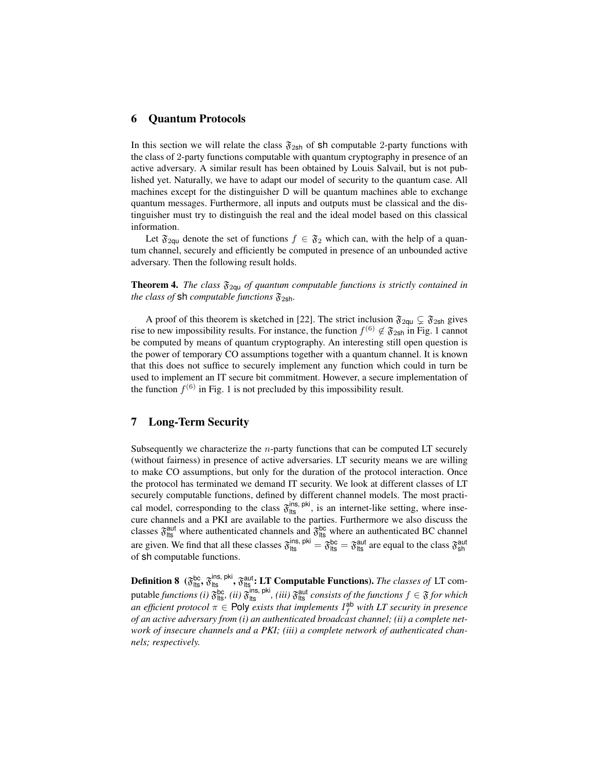## 6 Quantum Protocols

In this section we will relate the class $\mathfrak{F}_{2\mathsf{sh}}$ of $\mathsf{sh}$ computable 2-party functions with the class of 2-party functions computable with quantum cryptography in presence of an active adversary. A similar result has been obtained by Louis Salvail, but is not published yet. Naturally, we have to adapt our model of security to the quantum case. All machines except for the distinguisher $\mathsf{D}$ will be quantum machines able to exchange quantum messages. Furthermore, all inputs and outputs must be classical and the distinguisher must try to distinguish the real and the ideal model based on this classical information.

Let $\mathfrak{F}_{2\mathsf{qu}}$ denote the set of functions $f \in \mathfrak{F}_2$ which can, with the help of a quantum channel, securely and efficiently be computed in presence of an unbounded active adversary. Then the following result holds.

**Theorem 4.** *The class $\mathfrak{F}_{2\mathsf{qu}}$ of quantum computable functions is strictly contained in the class of* sh *computable functions $\mathfrak{F}_{2\mathsf{sh}}$.*

A proof of this theorem is sketched in [22]. The strict inclusion $\mathfrak{F}_{2\mathsf{qu}} \subsetneq \mathfrak{F}_{2\mathsf{sh}}$ gives rise to new impossibility results. For instance, the function $f^{(6)} \notin \mathfrak{F}_{2\mathsf{sh}}$ in Fig. 1 cannot be computed by means of quantum cryptography. An interesting still open question is the power of temporary CO assumptions together with a quantum channel. It is known that this does not suffice to securely implement any function which could in turn be used to implement an IT secure bit commitment. However, a secure implementation of the function $f^{(6)}$ in Fig. 1 is not precluded by this impossibility result.

## 7 Long-Term Security

Subsequently we characterize the $n$-party functions that can be computed LT securely (without fairness) in presence of active adversaries. LT security means we are willing to make CO assumptions, but only for the duration of the protocol interaction. Once the protocol has terminated we demand IT security. We look at different classes of LT securely computable functions, defined by different channel models. The most practical model, corresponding to the class $\mathfrak{F}_{\mathsf{lts}}^{\mathsf{ins,\,pki}}$, is an internet-like setting, where insecure channels and a PKI are available to the parties. Furthermore we also discuss the classes $\mathfrak{F}_{\mathsf{lts}}^{\mathsf{aut}}$ where authenticated channels and $\mathfrak{F}_{\mathsf{lts}}^{\mathsf{bc}}$ where an authenticated BC channel are given. We find that all these classes $\mathfrak{F}_{\mathsf{lts}}^{\mathsf{ins,\,pki}} = \mathfrak{F}_{\mathsf{lts}}^{\mathsf{bc}} = \mathfrak{F}_{\mathsf{lts}}^{\mathsf{aut}}$ are equal to the class $\mathfrak{F}_{\mathsf{sh}}^{\mathsf{aut}}$ of $\mathsf{sh}$ computable functions.

**Definition 8** **($\mathfrak{F}_{\mathsf{lts}}^{\mathsf{bc}}$, $\mathfrak{F}_{\mathsf{lts}}^{\mathsf{ins,\,pki}}$, $\mathfrak{F}_{\mathsf{lts}}^{\mathsf{aut}}$: LT Computable Functions).** *The classes of* LT *computable functions (i) $\mathfrak{F}_{\mathsf{lts}}^{\mathsf{bc}}$, (ii) $\mathfrak{F}_{\mathsf{lts}}^{\mathsf{ins,\,pki}}$, (iii) $\mathfrak{F}_{\mathsf{lts}}^{\mathsf{aut}}$ consists of the functions $f \in \mathfrak{F}$ for which an efficient protocol $\pi \in \mathsf{Poly}$ exists that implements $I_f^{\mathsf{ab}}$ with LT security in presence of an active adversary from (i) an authenticated broadcast channel; (ii) a complete network of insecure channels and a PKI; (iii) a complete network of authenticated channels; respectively.*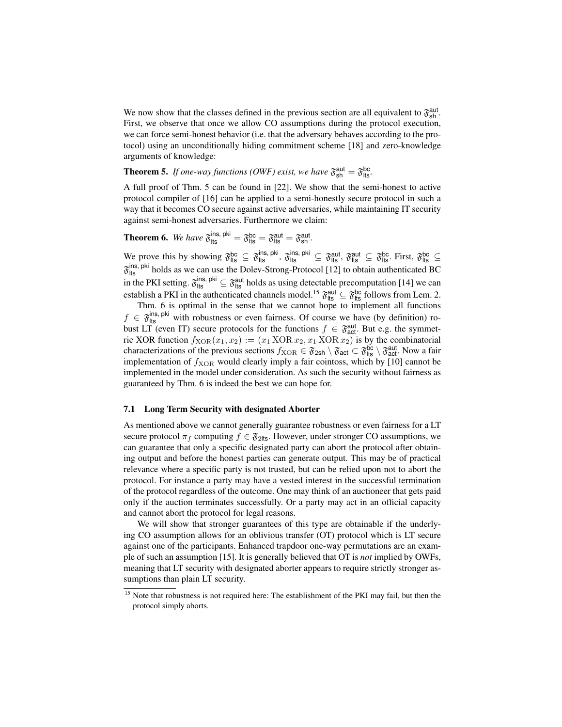We now show that the classes defined in the previous section are all equivalent to $\mathfrak{F}_{\mathsf{sh}}^{\mathsf{aut}}$. First, we observe that once we allow CO assumptions during the protocol execution, we can force semi-honest behavior (i.e. that the adversary behaves according to the protocol) using an unconditionally hiding commitment scheme [18] and zero-knowledge arguments of knowledge:

**Theorem 5.** *If one-way functions (OWF) exist, we have* $\mathfrak{F}_{\mathsf{sh}}^{\mathsf{aut}} = \mathfrak{F}_{\mathsf{lts}}^{\mathsf{bc}}$.

A full proof of Thm. 5 can be found in [22]. We show that the semi-honest to active protocol compiler of [16] can be applied to a semi-honestly secure protocol in such a way that it becomes CO secure against active adversaries, while maintaining IT security against semi-honest adversaries. Furthermore we claim:

**Theorem 6.** *We have* $\mathfrak{F}_{\mathsf{lts}}^{\mathsf{ins,\,pki}} = \mathfrak{F}_{\mathsf{lts}}^{\mathsf{bc}} = \mathfrak{F}_{\mathsf{lts}}^{\mathsf{aut}} = \mathfrak{F}_{\mathsf{sh}}^{\mathsf{aut}}$.

We prove this by showing $\mathfrak{F}_{\mathsf{lts}}^{\mathsf{bc}} \subseteq \mathfrak{F}_{\mathsf{lts}}^{\mathsf{ins,\,pki}}$, $\mathfrak{F}_{\mathsf{lts}}^{\mathsf{ins,\,pki}} \subseteq \mathfrak{F}_{\mathsf{lts}}^{\mathsf{aut}}$, $\mathfrak{F}_{\mathsf{lts}}^{\mathsf{aut}} \subseteq \mathfrak{F}_{\mathsf{lts}}^{\mathsf{bc}}$. First, $\mathfrak{F}_{\mathsf{lts}}^{\mathsf{bc}} \subseteq \mathfrak{F}_{\mathsf{lts}}^{\mathsf{ins,\,pki}}$ holds as we can use the Dolev-Strong-Protocol [12] to obtain authenticated BC in the PKI setting. $\mathfrak{F}_{\mathsf{lts}}^{\mathsf{ins,\,pki}} \subseteq \mathfrak{F}_{\mathsf{lts}}^{\mathsf{aut}}$ holds as using detectable precomputation [14] we can establish a PKI in the authenticated channels model.[15] $\mathfrak{F}_{\mathsf{lts}}^{\mathsf{aut}} \subseteq \mathfrak{F}_{\mathsf{lts}}^{\mathsf{bc}}$ follows from Lem. 2.

Thm. 6 is optimal in the sense that we cannot hope to implement all functions $f \in \mathfrak{F}_{\mathsf{lts}}^{\mathsf{ins,\,pki}}$ with robustness or even fairness. Of course we have (by definition) robust LT (even IT) secure protocols for the functions $f \in \mathfrak{F}_{\mathsf{act}}^{\mathsf{aut}}$. But e.g. the symmetric XOR function $f_{\mathrm{XOR}}(x_1, x_2) := (x_1 \,\mathrm{XOR}\, x_2, x_1 \,\mathrm{XOR}\, x_2)$ is by the combinatorial characterizations of the previous sections $f_{\mathrm{XOR}} \in \mathfrak{F}_{\mathsf{2sh}} \setminus \mathfrak{F}_{\mathsf{act}} \subset \mathfrak{F}_{\mathsf{lts}}^{\mathsf{bc}} \setminus \mathfrak{F}_{\mathsf{act}}^{\mathsf{aut}}$. Now a fair implementation of $f_{\mathrm{XOR}}$ would clearly imply a fair cointoss, which by [10] cannot be implemented in the model under consideration. As such the security without fairness as guaranteed by Thm. 6 is indeed the best we can hope for.

### 7.1 Long Term Security with designated Aborter

As mentioned above we cannot generally guarantee robustness or even fairness for a LT secure protocol $\pi_f$ computing $f \in \mathfrak{F}_{\mathsf{2lts}}$. However, under stronger CO assumptions, we can guarantee that only a specific designated party can abort the protocol after obtaining output and before the honest parties can generate output. This may be of practical relevance where a specific party is not trusted, but can be relied upon not to abort the protocol. For instance a party may have a vested interest in the successful termination of the protocol regardless of the outcome. One may think of an auctioneer that gets paid only if the auction terminates successfully. Or a party may act in an official capacity and cannot abort the protocol for legal reasons.

We will show that stronger guarantees of this type are obtainable if the underlying CO assumption allows for an oblivious transfer (OT) protocol which is LT secure against one of the participants. Enhanced trapdoor one-way permutations are an example of such an assumption [15]. It is generally believed that OT is *not* implied by OWFs, meaning that LT security with designated aborter appears to require strictly stronger assumptions than plain LT security.

[15] Note that robustness is not required here: The establishment of the PKI may fail, but then the protocol simply aborts.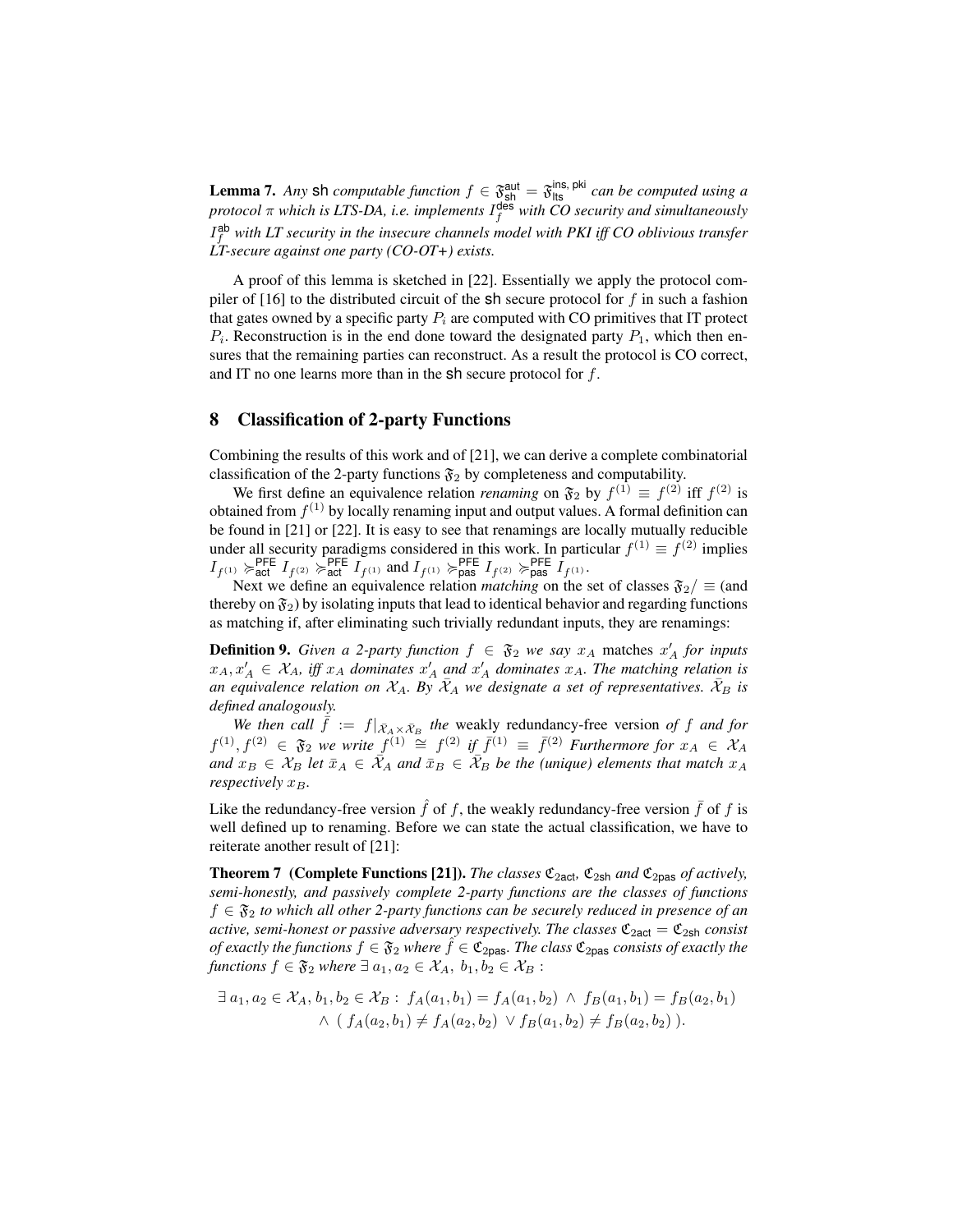**Lemma 7.** *Any* sh *computable function* $f \in \mathfrak{F}^{\mathsf{aut}}_{\mathsf{sh}} = \mathfrak{F}^{\mathsf{ins,\,pki}}_{\mathsf{lts}}$ *can be computed using a protocol* $\pi$ *which is LTS-DA, i.e. implements* $I^{\mathsf{des}}_f$ *with CO security and simultaneously* $I^{\mathsf{ab}}_f$ *with LT security in the insecure channels model with PKI iff CO oblivious transfer LT-secure against one party (CO-OT+) exists.*

A proof of this lemma is sketched in [22]. Essentially we apply the protocol compiler of [16] to the distributed circuit of the sh secure protocol for $f$ in such a fashion that gates owned by a specific party $P_i$ are computed with CO primitives that IT protect $P_i$. Reconstruction is in the end done toward the designated party $P_1$, which then ensures that the remaining parties can reconstruct. As a result the protocol is CO correct, and IT no one learns more than in the sh secure protocol for $f$.

## 8 Classification of 2-party Functions

Combining the results of this work and of [21], we can derive a complete combinatorial classification of the 2-party functions $\mathfrak{F}_2$ by completeness and computability.

We first define an equivalence relation *renaming* on $\mathfrak{F}_2$ by $f^{(1)} \equiv f^{(2)}$ iff $f^{(2)}$ is obtained from $f^{(1)}$ by locally renaming input and output values. A formal definition can be found in [21] or [22]. It is easy to see that renamings are locally mutually reducible under all security paradigms considered in this work. In particular $f^{(1)} \equiv f^{(2)}$ implies $I_{f^{(1)}} \succcurlyeq^{\mathsf{PFE}}_{\mathsf{act}} I_{f^{(2)}} \succcurlyeq^{\mathsf{PFE}}_{\mathsf{act}} I_{f^{(1)}}$ and $I_{f^{(1)}} \succcurlyeq^{\mathsf{PFE}}_{\mathsf{pas}} I_{f^{(2)}} \succcurlyeq^{\mathsf{PFE}}_{\mathsf{pas}} I_{f^{(1)}}$.

Next we define an equivalence relation *matching* on the set of classes $\mathfrak{F}_2/\equiv$ (and thereby on $\mathfrak{F}_2$) by isolating inputs that lead to identical behavior and regarding functions as matching if, after eliminating such trivially redundant inputs, they are renamings:

**Definition 9.** *Given a 2-party function* $f \in \mathfrak{F}_2$ *we say* $x_A$ matches $x'_A$ *for inputs* $x_A, x'_A \in \mathcal{X}_A$*, iff* $x_A$ *dominates* $x'_A$ *and* $x'_A$ *dominates* $x_A$*. The matching relation is an equivalence relation on* $\mathcal{X}_A$*. By* $\bar{\mathcal{X}}_A$ *we designate a set of representatives.* $\bar{\mathcal{X}}_B$ *is defined analogously.*

*We then call* $\bar{f} := f|_{\bar{\mathcal{X}}_A \times \bar{\mathcal{X}}_B}$ *the* weakly redundancy-free version *of* $f$ *and for* $f^{(1)}, f^{(2)} \in \mathfrak{F}_2$ *we write* $f^{(1)} \cong f^{(2)}$ *if* $\bar{f}^{(1)} \equiv \bar{f}^{(2)}$ *Furthermore for* $x_A \in \mathcal{X}_A$ *and* $x_B \in \mathcal{X}_B$ *let* $\bar{x}_A \in \bar{\mathcal{X}}_A$ *and* $\bar{x}_B \in \bar{\mathcal{X}}_B$ *be the (unique) elements that match* $x_A$ *respectively* $x_B$*.*

Like the redundancy-free version $\hat{f}$ of $f$, the weakly redundancy-free version $\bar{f}$ of $f$ is well defined up to renaming. Before we can state the actual classification, we have to reiterate another result of [21]:

**Theorem 7 (Complete Functions [21]).** *The classes* $\mathfrak{C}_{2\mathsf{act}}$*,* $\mathfrak{C}_{2\mathsf{sh}}$ *and* $\mathfrak{C}_{2\mathsf{pas}}$ *of actively, semi-honestly, and passively complete 2-party functions are the classes of functions* $f \in \mathfrak{F}_2$ *to which all other 2-party functions can be securely reduced in presence of an active, semi-honest or passive adversary respectively. The classes* $\mathfrak{C}_{2\mathsf{act}} = \mathfrak{C}_{2\mathsf{sh}}$ *consist of exactly the functions* $f \in \mathfrak{F}_2$ *where* $\hat{f} \in \mathfrak{C}_{2\mathsf{pas}}$*. The class* $\mathfrak{C}_{2\mathsf{pas}}$ *consists of exactly the functions* $f \in \mathfrak{F}_2$ *where* $\exists\, a_1, a_2 \in \mathcal{X}_A,\ b_1, b_2 \in \mathcal{X}_B$ :

$$\exists\, a_1, a_2 \in \mathcal{X}_A, b_1, b_2 \in \mathcal{X}_B : \ f_A(a_1, b_1) = f_A(a_1, b_2) \ \wedge \ f_B(a_1, b_1) = f_B(a_2, b_1) \\ \wedge \ (\ f_A(a_2, b_1) \neq f_A(a_2, b_2) \ \vee f_B(a_1, b_2) \neq f_B(a_2, b_2)\ ).$$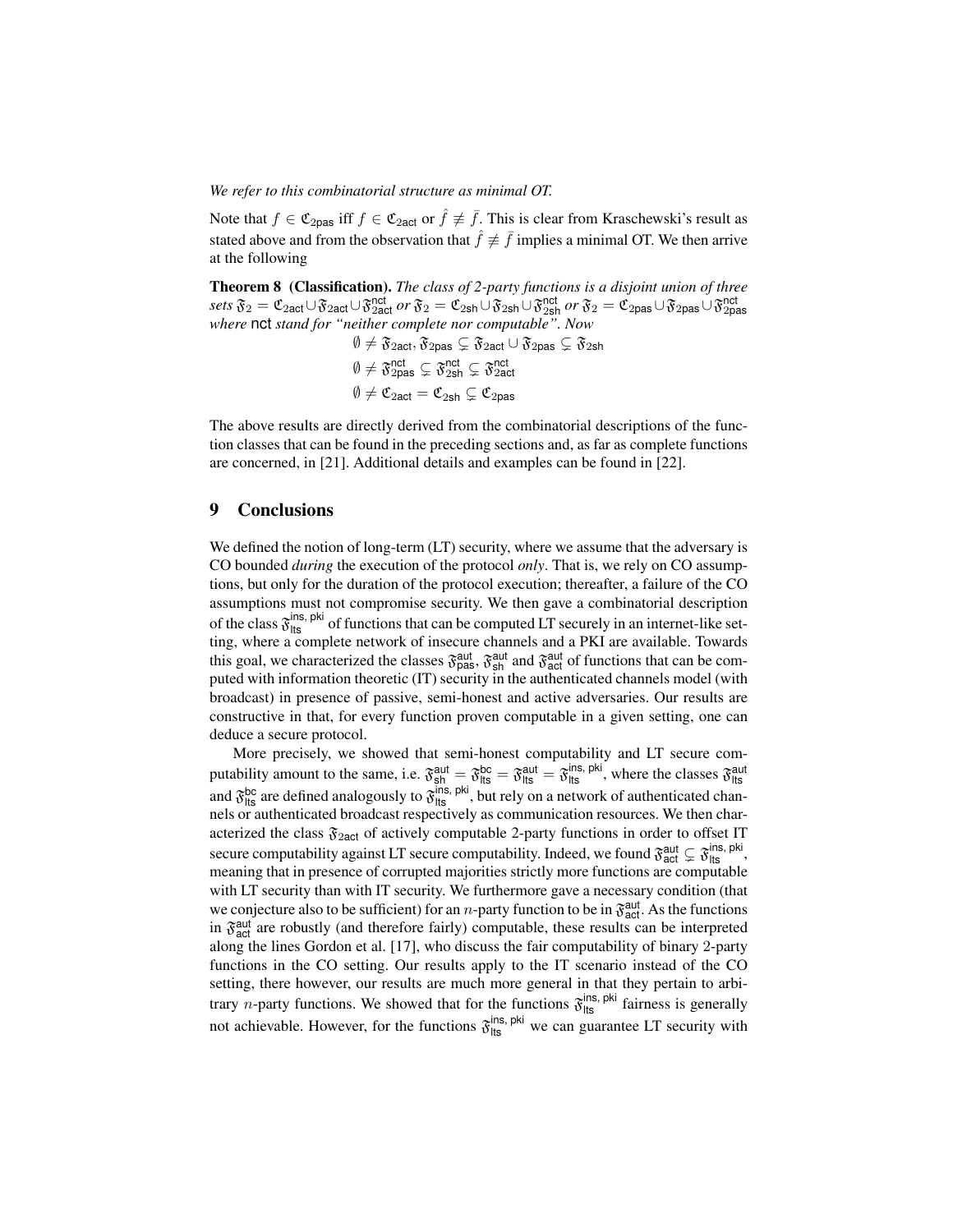*We refer to this combinatorial structure as minimal OT.*

Note that $f \in \mathfrak{C}_{2\mathsf{pas}}$ iff $f \in \mathfrak{C}_{2\mathsf{act}}$ or $\hat{f} \not\equiv \bar{f}$. This is clear from Kraschewski's result as stated above and from the observation that $\hat{f} \not\equiv \bar{f}$ implies a minimal OT. We then arrive at the following

**Theorem 8 (Classification).** *The class of 2-party functions is a disjoint union of three sets* $\mathfrak{F}_2 = \mathfrak{C}_{2\mathsf{act}} \cup \mathfrak{F}_{2\mathsf{act}} \cup \mathfrak{F}_{2\mathsf{act}}^{\mathsf{nct}}$ *or* $\mathfrak{F}_2 = \mathfrak{C}_{2\mathsf{sh}} \cup \mathfrak{F}_{2\mathsf{sh}} \cup \mathfrak{F}_{2\mathsf{sh}}^{\mathsf{nct}}$ *or* $\mathfrak{F}_2 = \mathfrak{C}_{2\mathsf{pas}} \cup \mathfrak{F}_{2\mathsf{pas}} \cup \mathfrak{F}_{2\mathsf{pas}}^{\mathsf{nct}}$ *where* nct *stand for "neither complete nor computable". Now*

$$\emptyset \neq \mathfrak{F}_{2\mathsf{act}}, \mathfrak{F}_{2\mathsf{pas}} \subsetneq \mathfrak{F}_{2\mathsf{act}} \cup \mathfrak{F}_{2\mathsf{pas}} \subsetneq \mathfrak{F}_{2\mathsf{sh}}$$
$$\emptyset \neq \mathfrak{F}_{2\mathsf{pas}}^{\mathsf{nct}} \subsetneq \mathfrak{F}_{2\mathsf{sh}}^{\mathsf{nct}} \subsetneq \mathfrak{F}_{2\mathsf{act}}^{\mathsf{nct}}$$
$$\emptyset \neq \mathfrak{C}_{2\mathsf{act}} = \mathfrak{C}_{2\mathsf{sh}} \subsetneq \mathfrak{C}_{2\mathsf{pas}}$$

The above results are directly derived from the combinatorial descriptions of the function classes that can be found in the preceding sections and, as far as complete functions are concerned, in [21]. Additional details and examples can be found in [22].

## 9 Conclusions

We defined the notion of long-term (LT) security, where we assume that the adversary is CO bounded *during* the execution of the protocol *only*. That is, we rely on CO assumptions, but only for the duration of the protocol execution; thereafter, a failure of the CO assumptions must not compromise security. We then gave a combinatorial description of the class $\mathfrak{F}_{\mathsf{lts}}^{\mathsf{ins,\,pki}}$ of functions that can be computed LT securely in an internet-like setting, where a complete network of insecure channels and a PKI are available. Towards this goal, we characterized the classes $\mathfrak{F}_{\mathsf{pas}}^{\mathsf{aut}}$, $\mathfrak{F}_{\mathsf{sh}}^{\mathsf{aut}}$ and $\mathfrak{F}_{\mathsf{act}}^{\mathsf{aut}}$ of functions that can be computed with information theoretic (IT) security in the authenticated channels model (with broadcast) in presence of passive, semi-honest and active adversaries. Our results are constructive in that, for every function proven computable in a given setting, one can deduce a secure protocol.

More precisely, we showed that semi-honest computability and LT secure computability amount to the same, i.e. $\mathfrak{F}_{\mathsf{sh}}^{\mathsf{aut}} = \mathfrak{F}_{\mathsf{lts}}^{\mathsf{bc}} = \mathfrak{F}_{\mathsf{lts}}^{\mathsf{aut}} = \mathfrak{F}_{\mathsf{lts}}^{\mathsf{ins,\,pki}}$, where the classes $\mathfrak{F}_{\mathsf{lts}}^{\mathsf{aut}}$ and $\mathfrak{F}_{\mathsf{lts}}^{\mathsf{bc}}$ are defined analogously to $\mathfrak{F}_{\mathsf{lts}}^{\mathsf{ins,\,pki}}$, but rely on a network of authenticated channels or authenticated broadcast respectively as communication resources. We then characterized the class $\mathfrak{F}_{2\mathsf{act}}$ of actively computable 2-party functions in order to offset IT secure computability against LT secure computability. Indeed, we found $\mathfrak{F}_{\mathsf{act}}^{\mathsf{aut}} \subsetneq \mathfrak{F}_{\mathsf{lts}}^{\mathsf{ins,\,pki}}$, meaning that in presence of corrupted majorities strictly more functions are computable with LT security than with IT security. We furthermore gave a necessary condition (that we conjecture also to be sufficient) for an $n$-party function to be in $\mathfrak{F}_{\mathsf{act}}^{\mathsf{aut}}$. As the functions in $\mathfrak{F}_{\mathsf{act}}^{\mathsf{aut}}$ are robustly (and therefore fairly) computable, these results can be interpreted along the lines Gordon et al. [17], who discuss the fair computability of binary 2-party functions in the CO setting. Our results apply to the IT scenario instead of the CO setting, there however, our results are much more general in that they pertain to arbitrary $n$-party functions. We showed that for the functions $\mathfrak{F}_{\mathsf{lts}}^{\mathsf{ins,\,pki}}$ fairness is generally not achievable. However, for the functions $\mathfrak{F}_{\mathsf{lts}}^{\mathsf{ins,\,pki}}$ we can guarantee LT security with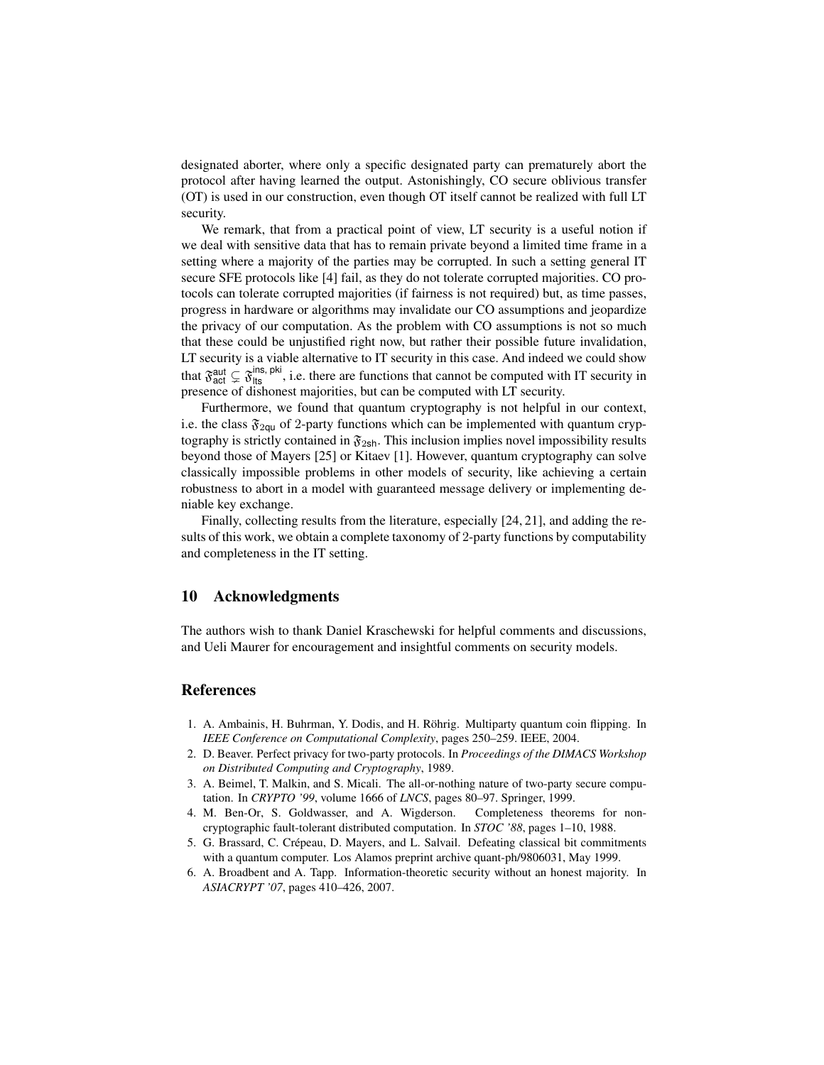designated aborter, where only a specific designated party can prematurely abort the protocol after having learned the output. Astonishingly, CO secure oblivious transfer (OT) is used in our construction, even though OT itself cannot be realized with full LT security.

We remark, that from a practical point of view, LT security is a useful notion if we deal with sensitive data that has to remain private beyond a limited time frame in a setting where a majority of the parties may be corrupted. In such a setting general IT secure SFE protocols like [4] fail, as they do not tolerate corrupted majorities. CO protocols can tolerate corrupted majorities (if fairness is not required) but, as time passes, progress in hardware or algorithms may invalidate our CO assumptions and jeopardize the privacy of our computation. As the problem with CO assumptions is not so much that these could be unjustified right now, but rather their possible future invalidation, LT security is a viable alternative to IT security in this case. And indeed we could show that $\mathfrak{F}_{\mathsf{act}}^{\mathsf{aut}} \subsetneq \mathfrak{F}_{\mathsf{lts}}^{\mathsf{ins,\,pki}}$, i.e. there are functions that cannot be computed with IT security in presence of dishonest majorities, but can be computed with LT security.

Furthermore, we found that quantum cryptography is not helpful in our context, i.e. the class $\mathfrak{F}_{\mathsf{2qu}}$ of 2-party functions which can be implemented with quantum cryptography is strictly contained in $\mathfrak{F}_{\mathsf{2sh}}$. This inclusion implies novel impossibility results beyond those of Mayers [25] or Kitaev [1]. However, quantum cryptography can solve classically impossible problems in other models of security, like achieving a certain robustness to abort in a model with guaranteed message delivery or implementing deniable key exchange.

Finally, collecting results from the literature, especially [24, 21], and adding the results of this work, we obtain a complete taxonomy of 2-party functions by computability and completeness in the IT setting.

## 10 Acknowledgments

The authors wish to thank Daniel Kraschewski for helpful comments and discussions, and Ueli Maurer for encouragement and insightful comments on security models.

## References

1. A. Ambainis, H. Buhrman, Y. Dodis, and H. Röhrig. Multiparty quantum coin flipping. In *IEEE Conference on Computational Complexity*, pages 250–259. IEEE, 2004.
2. D. Beaver. Perfect privacy for two-party protocols. In *Proceedings of the DIMACS Workshop on Distributed Computing and Cryptography*, 1989.
3. A. Beimel, T. Malkin, and S. Micali. The all-or-nothing nature of two-party secure computation. In *CRYPTO '99*, volume 1666 of *LNCS*, pages 80–97. Springer, 1999.
4. M. Ben-Or, S. Goldwasser, and A. Wigderson. Completeness theorems for non-cryptographic fault-tolerant distributed computation. In *STOC '88*, pages 1–10, 1988.
5. G. Brassard, C. Crépeau, D. Mayers, and L. Salvail. Defeating classical bit commitments with a quantum computer. Los Alamos preprint archive quant-ph/9806031, May 1999.
6. A. Broadbent and A. Tapp. Information-theoretic security without an honest majority. In *ASIACRYPT '07*, pages 410–426, 2007.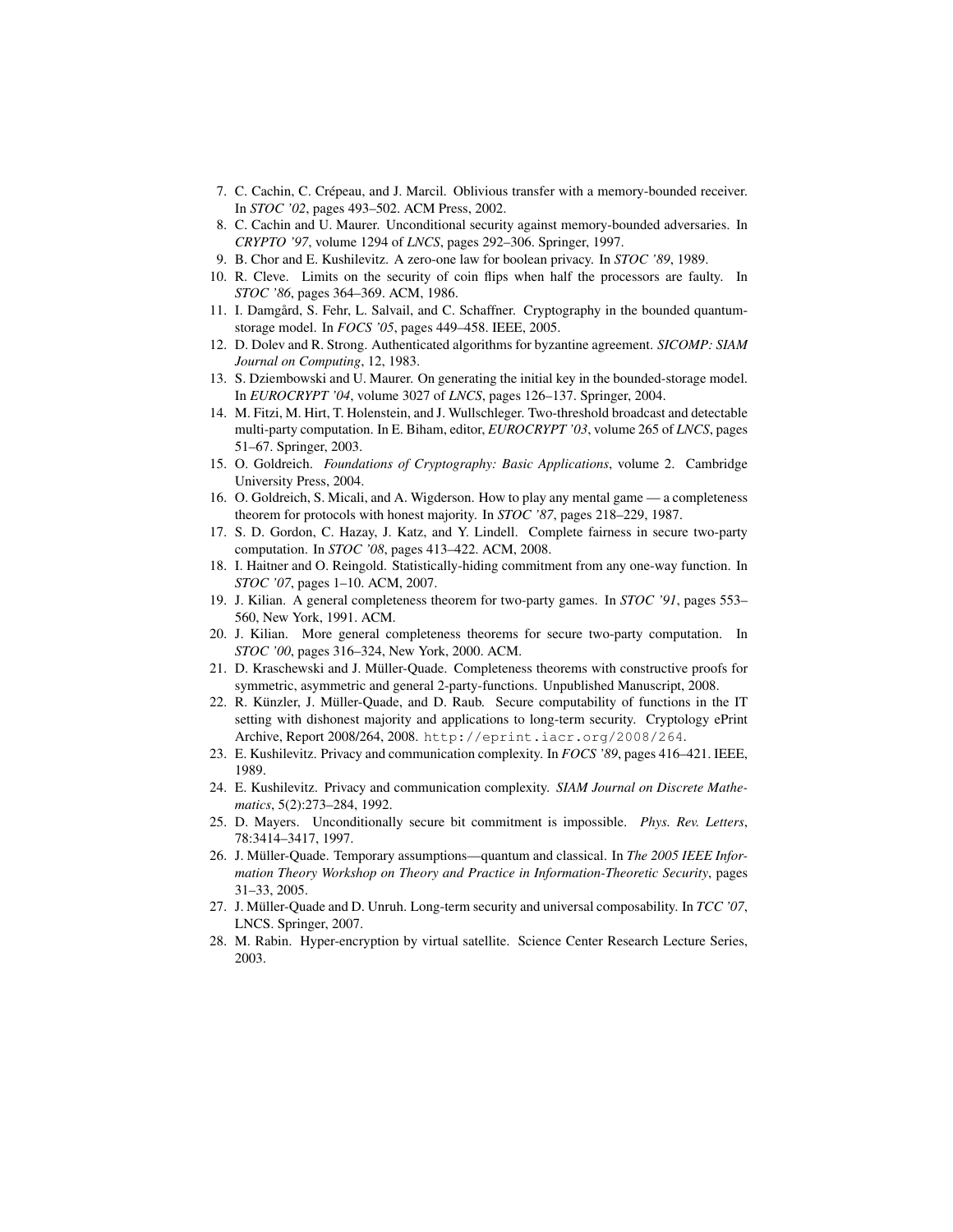7. C. Cachin, C. Crépeau, and J. Marcil. Oblivious transfer with a memory-bounded receiver. In *STOC '02*, pages 493–502. ACM Press, 2002.
8. C. Cachin and U. Maurer. Unconditional security against memory-bounded adversaries. In *CRYPTO '97*, volume 1294 of *LNCS*, pages 292–306. Springer, 1997.
9. B. Chor and E. Kushilevitz. A zero-one law for boolean privacy. In *STOC '89*, 1989.
10. R. Cleve. Limits on the security of coin flips when half the processors are faulty. In *STOC '86*, pages 364–369. ACM, 1986.
11. I. Damgård, S. Fehr, L. Salvail, and C. Schaffner. Cryptography in the bounded quantum-storage model. In *FOCS '05*, pages 449–458. IEEE, 2005.
12. D. Dolev and R. Strong. Authenticated algorithms for byzantine agreement. *SICOMP: SIAM Journal on Computing*, 12, 1983.
13. S. Dziembowski and U. Maurer. On generating the initial key in the bounded-storage model. In *EUROCRYPT '04*, volume 3027 of *LNCS*, pages 126–137. Springer, 2004.
14. M. Fitzi, M. Hirt, T. Holenstein, and J. Wullschleger. Two-threshold broadcast and detectable multi-party computation. In E. Biham, editor, *EUROCRYPT '03*, volume 265 of *LNCS*, pages 51–67. Springer, 2003.
15. O. Goldreich. *Foundations of Cryptography: Basic Applications*, volume 2. Cambridge University Press, 2004.
16. O. Goldreich, S. Micali, and A. Wigderson. How to play any mental game — a completeness theorem for protocols with honest majority. In *STOC '87*, pages 218–229, 1987.
17. S. D. Gordon, C. Hazay, J. Katz, and Y. Lindell. Complete fairness in secure two-party computation. In *STOC '08*, pages 413–422. ACM, 2008.
18. I. Haitner and O. Reingold. Statistically-hiding commitment from any one-way function. In *STOC '07*, pages 1–10. ACM, 2007.
19. J. Kilian. A general completeness theorem for two-party games. In *STOC '91*, pages 553–560, New York, 1991. ACM.
20. J. Kilian. More general completeness theorems for secure two-party computation. In *STOC '00*, pages 316–324, New York, 2000. ACM.
21. D. Kraschewski and J. Müller-Quade. Completeness theorems with constructive proofs for symmetric, asymmetric and general 2-party-functions. Unpublished Manuscript, 2008.
22. R. Künzler, J. Müller-Quade, and D. Raub. Secure computability of functions in the IT setting with dishonest majority and applications to long-term security. Cryptology ePrint Archive, Report 2008/264, 2008. `http://eprint.iacr.org/2008/264`.
23. E. Kushilevitz. Privacy and communication complexity. In *FOCS '89*, pages 416–421. IEEE, 1989.
24. E. Kushilevitz. Privacy and communication complexity. *SIAM Journal on Discrete Mathematics*, 5(2):273–284, 1992.
25. D. Mayers. Unconditionally secure bit commitment is impossible. *Phys. Rev. Letters*, 78:3414–3417, 1997.
26. J. Müller-Quade. Temporary assumptions—quantum and classical. In *The 2005 IEEE Information Theory Workshop on Theory and Practice in Information-Theoretic Security*, pages 31–33, 2005.
27. J. Müller-Quade and D. Unruh. Long-term security and universal composability. In *TCC '07*, LNCS. Springer, 2007.
28. M. Rabin. Hyper-encryption by virtual satellite. Science Center Research Lecture Series, 2003.